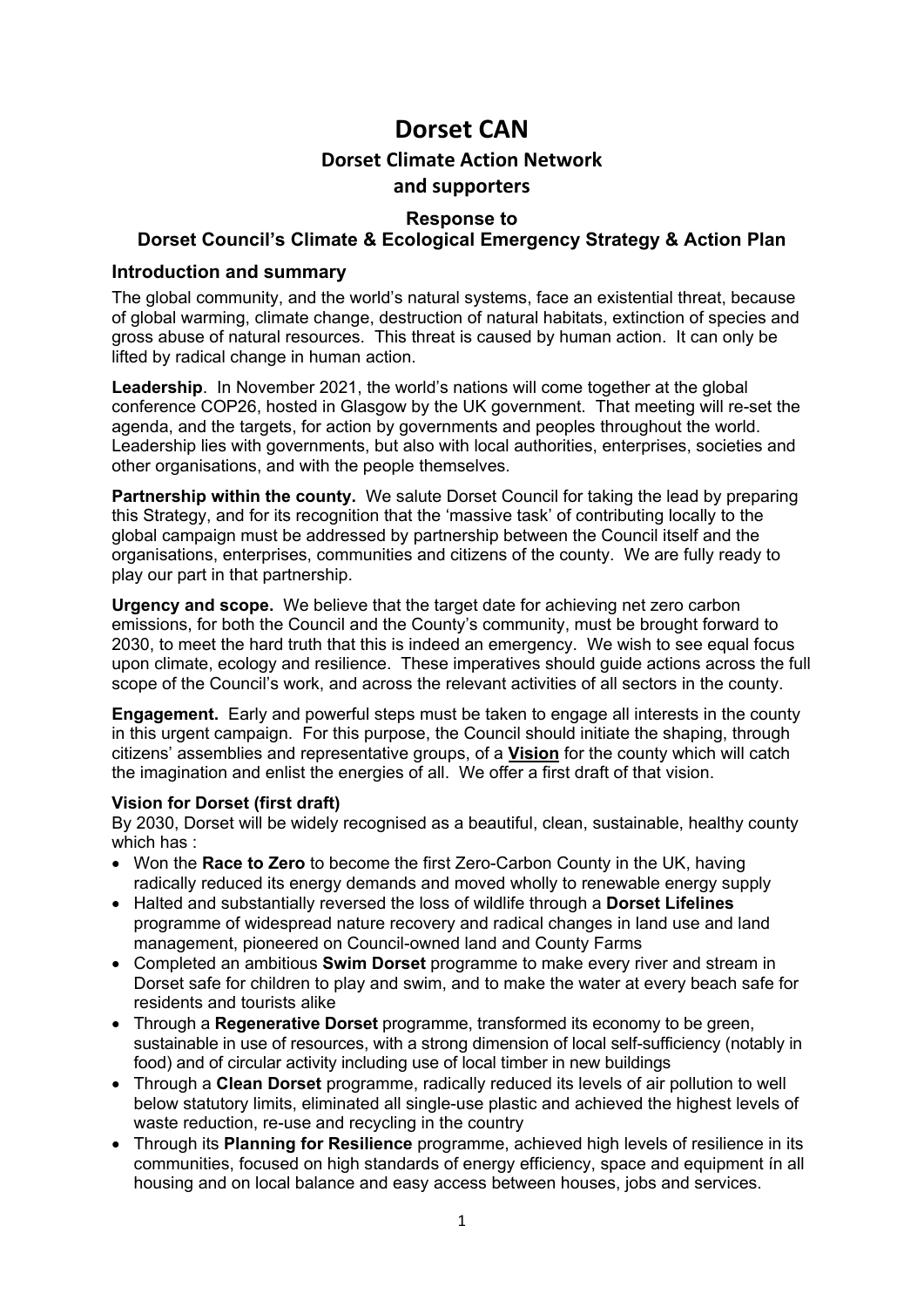# Dorset CAN

## Dorset Climate Action Network and supporters

### Response to Dorset Council's Climate & Ecological Emergency Strategy & Action Plan

### Introduction and summary

The global community, and the world's natural systems, face an existential threat, because of global warming, climate change, destruction of natural habitats, extinction of species and gross abuse of natural resources. This threat is caused by human action. It can only be lifted by radical change in human action.

**Leadership**. In November 2021, the world's nations will come together at the global conference COP26, hosted in Glasgow by the UK government. That meeting will re-set the agenda, and the targets, for action by governments and peoples throughout the world. Leadership lies with governments, but also with local authorities, enterprises, societies and other organisations, and with the people themselves.

**Partnership within the county.** We salute Dorset Council for taking the lead by preparing this Strategy, and for its recognition that the 'massive task' of contributing locally to the global campaign must be addressed by partnership between the Council itself and the organisations, enterprises, communities and citizens of the county. We are fully ready to play our part in that partnership.

**Urgency and scope.** We believe that the target date for achieving net zero carbon emissions, for both the Council and the County's community, must be brought forward to 2030, to meet the hard truth that this is indeed an emergency. We wish to see equal focus upon climate, ecology and resilience. These imperatives should guide actions across the full scope of the Council's work, and across the relevant activities of all sectors in the county.

**Engagement.** Early and powerful steps must be taken to engage all interests in the county in this urgent campaign. For this purpose, the Council should initiate the shaping, through citizens' assemblies and representative groups, of a **Vision** for the county which will catch the imagination and enlist the energies of all. We offer a first draft of that vision.

**Vision for Dorset (first draft)**

By 2030, Dorset will be widely recognised as a beautiful, clean, sustainable, healthy county which has :

- Won the **Race to Zero** to become the first Zero-Carbon County in the UK, having radically reduced its energy demands and moved wholly to renewable energy supply
- Halted and substantially reversed the loss of wildlife through a **Dorset Lifelines** programme of widespread nature recovery and radical changes in land use and land management, pioneered on Council-owned land and County Farms
- Completed an ambitious **Swim Dorset** programme to make every river and stream in Dorset safe for children to play and swim, and to make the water at every beach safe for residents and tourists alike
- Through a **Regenerative Dorset** programme, transformed its economy to be green, sustainable in use of resources, with a strong dimension of local self-sufficiency (notably in food) and of circular activity including use of local timber in new buildings
- Through a **Clean Dorset** programme, radically reduced its levels of air pollution to well below statutory limits, eliminated all single-use plastic and achieved the highest levels of waste reduction, re-use and recycling in the country
- Through its **Planning for Resilience** programme, achieved high levels of resilience in its communities, focused on high standards of energy efficiency, space and equipment ín all housing and on local balance and easy access between houses, jobs and services.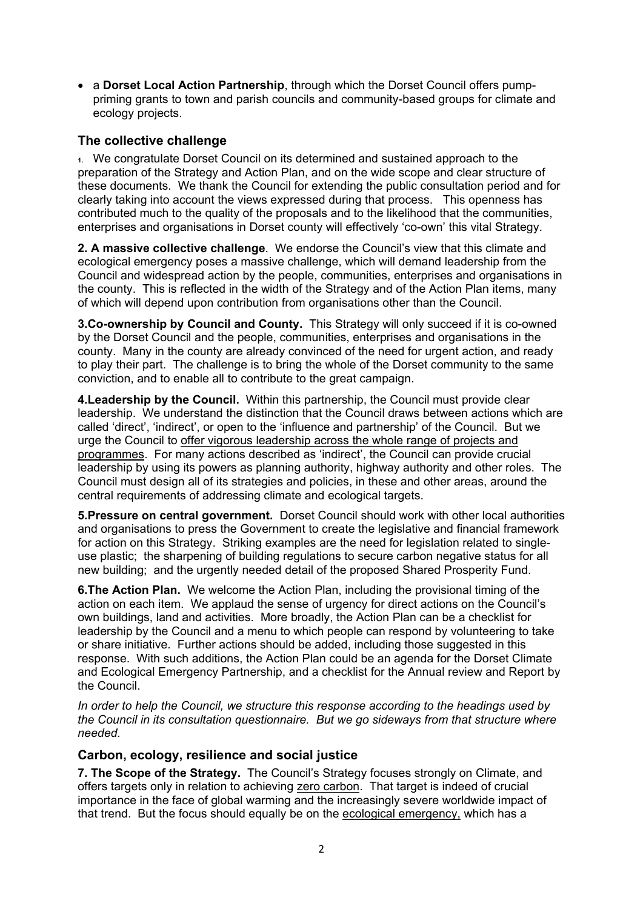- a **Dorset Local Action Partnership**, through which the Dorset Council offers pump-priming grants to town and parish councils and community-based groups for climate and ecology projects.

## The collective challenge

1. We congratulate Dorset Council on its determined and sustained approach to the preparation of the Strategy and Action Plan, and on the wide scope and clear structure of these documents. We thank the Council for extending the public consultation period and for clearly taking into account the views expressed during that process. This openness has contributed much to the quality of the proposals and to the likelihood that the communities, enterprises and organisations in Dorset county will effectively 'co-own' this vital Strategy.

**2. A massive collective challenge**. We endorse the Council's view that this climate and ecological emergency poses a massive challenge, which will demand leadership from the Council and widespread action by the people, communities, enterprises and organisations in the county. This is reflected in the width of the Strategy and of the Action Plan items, many of which will depend upon contribution from organisations other than the Council.

**3.Co-ownership by Council and County.** This Strategy will only succeed if it is co-owned by the Dorset Council and the people, communities, enterprises and organisations in the county. Many in the county are already convinced of the need for urgent action, and ready to play their part. The challenge is to bring the whole of the Dorset community to the same conviction, and to enable all to contribute to the great campaign.

**4.Leadership by the Council.** Within this partnership, the Council must provide clear leadership. We understand the distinction that the Council draws between actions which are called 'direct', 'indirect', or open to the 'influence and partnership' of the Council. But we urge the Council to offer vigorous leadership across the whole range of projects and programmes. For many actions described as 'indirect', the Council can provide crucial leadership by using its powers as planning authority, highway authority and other roles. The Council must design all of its strategies and policies, in these and other areas, around the central requirements of addressing climate and ecological targets.

**5.Pressure on central government.** Dorset Council should work with other local authorities and organisations to press the Government to create the legislative and financial framework for action on this Strategy. Striking examples are the need for legislation related to single-use plastic; the sharpening of building regulations to secure carbon negative status for all new building; and the urgently needed detail of the proposed Shared Prosperity Fund.

**6.The Action Plan.** We welcome the Action Plan, including the provisional timing of the action on each item. We applaud the sense of urgency for direct actions on the Council's own buildings, land and activities. More broadly, the Action Plan can be a checklist for leadership by the Council and a menu to which people can respond by volunteering to take or share initiative. Further actions should be added, including those suggested in this response. With such additions, the Action Plan could be an agenda for the Dorset Climate and Ecological Emergency Partnership, and a checklist for the Annual review and Report by the Council.

*In order to help the Council, we structure this response according to the headings used by the Council in its consultation questionnaire. But we go sideways from that structure where needed.*

## Carbon, ecology, resilience and social justice

**7. The Scope of the Strategy.** The Council's Strategy focuses strongly on Climate, and offers targets only in relation to achieving zero carbon. That target is indeed of crucial importance in the face of global warming and the increasingly severe worldwide impact of that trend. But the focus should equally be on the ecological emergency, which has a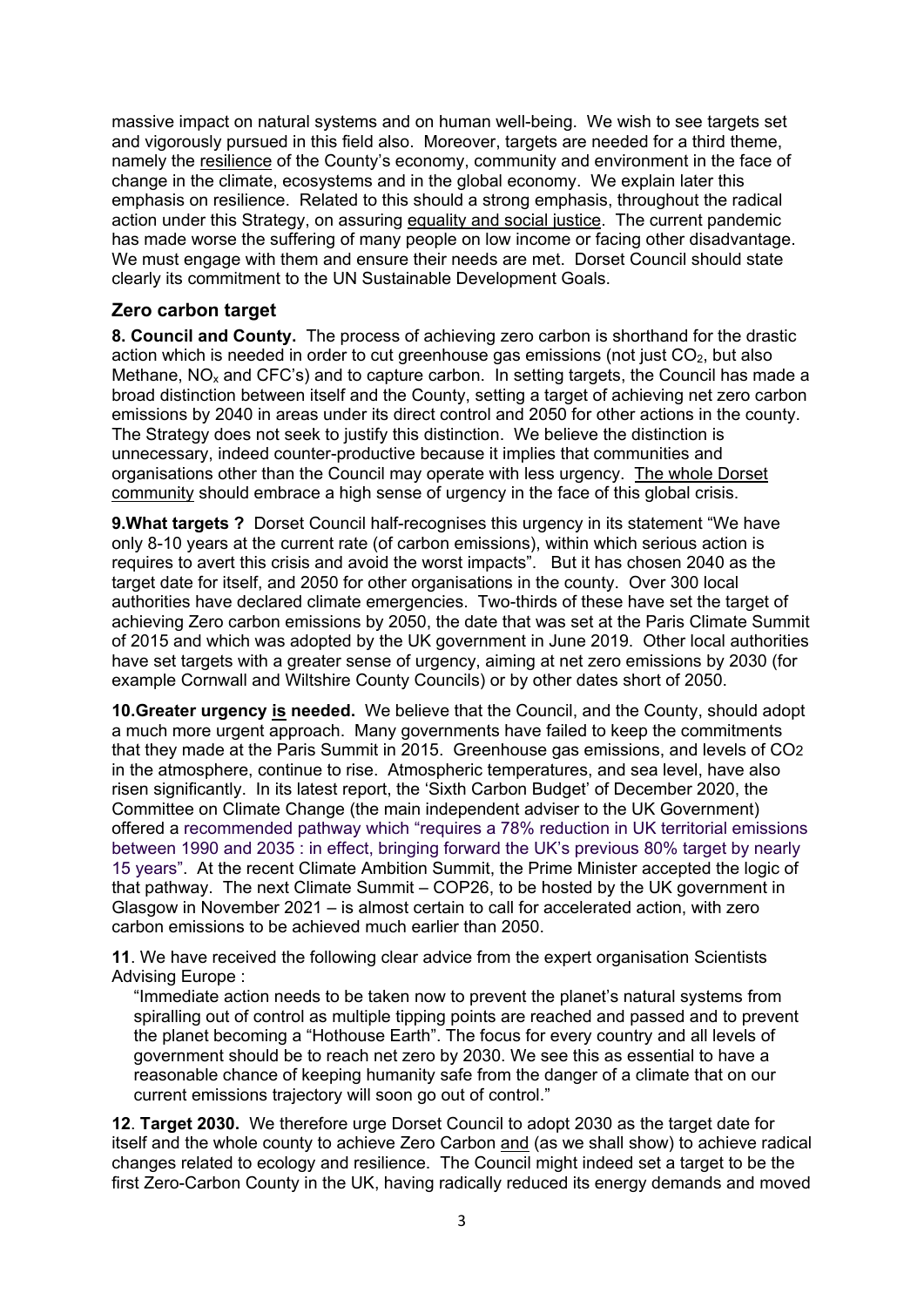massive impact on natural systems and on human well-being. We wish to see targets set and vigorously pursued in this field also. Moreover, targets are needed for a third theme, namely the resilience of the County's economy, community and environment in the face of change in the climate, ecosystems and in the global economy. We explain later this emphasis on resilience. Related to this should a strong emphasis, throughout the radical action under this Strategy, on assuring equality and social justice. The current pandemic has made worse the suffering of many people on low income or facing other disadvantage. We must engage with them and ensure their needs are met. Dorset Council should state clearly its commitment to the UN Sustainable Development Goals.

## Zero carbon target

**8. Council and County.** The process of achieving zero carbon is shorthand for the drastic action which is needed in order to cut greenhouse gas emissions (not just $CO_2$, but also Methane, $NO_x$ and CFC's) and to capture carbon. In setting targets, the Council has made a broad distinction between itself and the County, setting a target of achieving net zero carbon emissions by 2040 in areas under its direct control and 2050 for other actions in the county. The Strategy does not seek to justify this distinction. We believe the distinction is unnecessary, indeed counter-productive because it implies that communities and organisations other than the Council may operate with less urgency. The whole Dorset community should embrace a high sense of urgency in the face of this global crisis.

**9.What targets ?** Dorset Council half-recognises this urgency in its statement "We have only 8-10 years at the current rate (of carbon emissions), within which serious action is requires to avert this crisis and avoid the worst impacts". But it has chosen 2040 as the target date for itself, and 2050 for other organisations in the county. Over 300 local authorities have declared climate emergencies. Two-thirds of these have set the target of achieving Zero carbon emissions by 2050, the date that was set at the Paris Climate Summit of 2015 and which was adopted by the UK government in June 2019. Other local authorities have set targets with a greater sense of urgency, aiming at net zero emissions by 2030 (for example Cornwall and Wiltshire County Councils) or by other dates short of 2050.

**10.Greater urgency is needed.** We believe that the Council, and the County, should adopt a much more urgent approach. Many governments have failed to keep the commitments that they made at the Paris Summit in 2015. Greenhouse gas emissions, and levels of $CO_2$ in the atmosphere, continue to rise. Atmospheric temperatures, and sea level, have also risen significantly. In its latest report, the 'Sixth Carbon Budget' of December 2020, the Committee on Climate Change (the main independent adviser to the UK Government) offered a recommended pathway which "requires a 78% reduction in UK territorial emissions between 1990 and 2035 : in effect, bringing forward the UK's previous 80% target by nearly 15 years". At the recent Climate Ambition Summit, the Prime Minister accepted the logic of that pathway. The next Climate Summit – COP26, to be hosted by the UK government in Glasgow in November 2021 – is almost certain to call for accelerated action, with zero carbon emissions to be achieved much earlier than 2050.

**11**. We have received the following clear advice from the expert organisation Scientists Advising Europe :

> "Immediate action needs to be taken now to prevent the planet's natural systems from spiralling out of control as multiple tipping points are reached and passed and to prevent the planet becoming a "Hothouse Earth". The focus for every country and all levels of government should be to reach net zero by 2030. We see this as essential to have a reasonable chance of keeping humanity safe from the danger of a climate that on our current emissions trajectory will soon go out of control."

**12**. **Target 2030.** We therefore urge Dorset Council to adopt 2030 as the target date for itself and the whole county to achieve Zero Carbon and (as we shall show) to achieve radical changes related to ecology and resilience. The Council might indeed set a target to be the first Zero-Carbon County in the UK, having radically reduced its energy demands and moved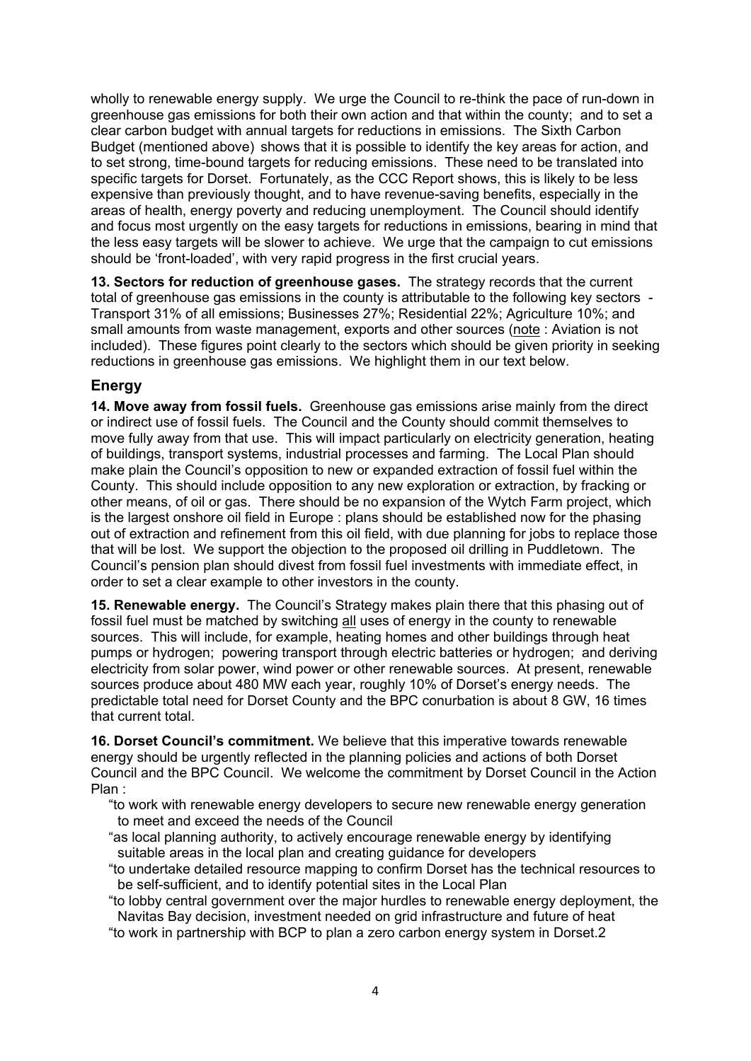wholly to renewable energy supply. We urge the Council to re-think the pace of run-down in greenhouse gas emissions for both their own action and that within the county; and to set a clear carbon budget with annual targets for reductions in emissions. The Sixth Carbon Budget (mentioned above) shows that it is possible to identify the key areas for action, and to set strong, time-bound targets for reducing emissions. These need to be translated into specific targets for Dorset. Fortunately, as the CCC Report shows, this is likely to be less expensive than previously thought, and to have revenue-saving benefits, especially in the areas of health, energy poverty and reducing unemployment. The Council should identify and focus most urgently on the easy targets for reductions in emissions, bearing in mind that the less easy targets will be slower to achieve. We urge that the campaign to cut emissions should be 'front-loaded', with very rapid progress in the first crucial years.

**13. Sectors for reduction of greenhouse gases.** The strategy records that the current total of greenhouse gas emissions in the county is attributable to the following key sectors - Transport 31% of all emissions; Businesses 27%; Residential 22%; Agriculture 10%; and small amounts from waste management, exports and other sources (note : Aviation is not included). These figures point clearly to the sectors which should be given priority in seeking reductions in greenhouse gas emissions. We highlight them in our text below.

## Energy

**14. Move away from fossil fuels.** Greenhouse gas emissions arise mainly from the direct or indirect use of fossil fuels. The Council and the County should commit themselves to move fully away from that use. This will impact particularly on electricity generation, heating of buildings, transport systems, industrial processes and farming. The Local Plan should make plain the Council's opposition to new or expanded extraction of fossil fuel within the County. This should include opposition to any new exploration or extraction, by fracking or other means, of oil or gas. There should be no expansion of the Wytch Farm project, which is the largest onshore oil field in Europe : plans should be established now for the phasing out of extraction and refinement from this oil field, with due planning for jobs to replace those that will be lost. We support the objection to the proposed oil drilling in Puddletown. The Council's pension plan should divest from fossil fuel investments with immediate effect, in order to set a clear example to other investors in the county.

**15. Renewable energy.** The Council's Strategy makes plain there that this phasing out of fossil fuel must be matched by switching all uses of energy in the county to renewable sources. This will include, for example, heating homes and other buildings through heat pumps or hydrogen; powering transport through electric batteries or hydrogen; and deriving electricity from solar power, wind power or other renewable sources. At present, renewable sources produce about 480 MW each year, roughly 10% of Dorset's energy needs. The predictable total need for Dorset County and the BPC conurbation is about 8 GW, 16 times that current total.

**16. Dorset Council's commitment.** We believe that this imperative towards renewable energy should be urgently reflected in the planning policies and actions of both Dorset Council and the BPC Council. We welcome the commitment by Dorset Council in the Action Plan :

"to work with renewable energy developers to secure new renewable energy generation to meet and exceed the needs of the Council

"as local planning authority, to actively encourage renewable energy by identifying suitable areas in the local plan and creating guidance for developers

"to undertake detailed resource mapping to confirm Dorset has the technical resources to be self-sufficient, and to identify potential sites in the Local Plan

"to lobby central government over the major hurdles to renewable energy deployment, the Navitas Bay decision, investment needed on grid infrastructure and future of heat

"to work in partnership with BCP to plan a zero carbon energy system in Dorset.2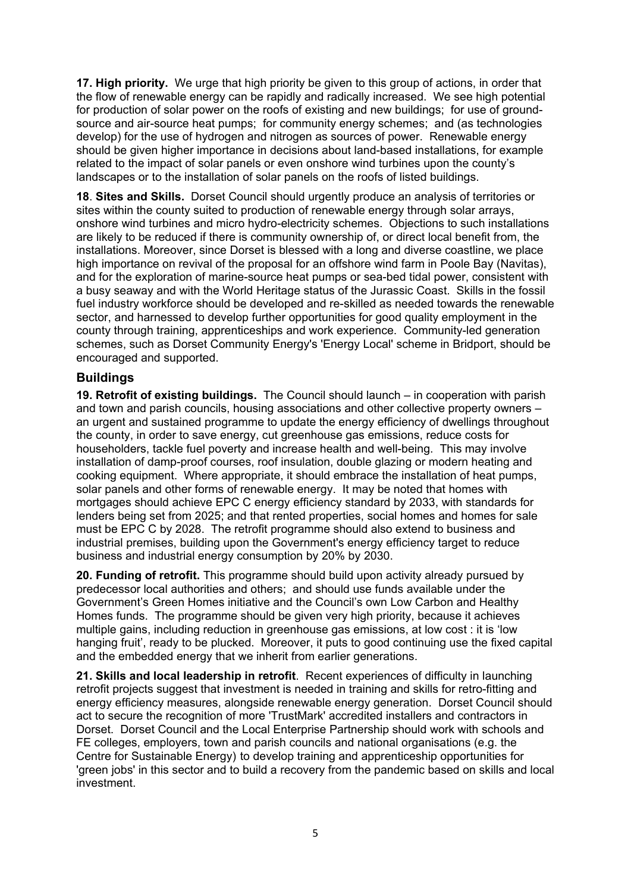**17. High priority.** We urge that high priority be given to this group of actions, in order that the flow of renewable energy can be rapidly and radically increased. We see high potential for production of solar power on the roofs of existing and new buildings; for use of ground-source and air-source heat pumps; for community energy schemes; and (as technologies develop) for the use of hydrogen and nitrogen as sources of power. Renewable energy should be given higher importance in decisions about land-based installations, for example related to the impact of solar panels or even onshore wind turbines upon the county's landscapes or to the installation of solar panels on the roofs of listed buildings.

**18**. **Sites and Skills.** Dorset Council should urgently produce an analysis of territories or sites within the county suited to production of renewable energy through solar arrays, onshore wind turbines and micro hydro-electricity schemes. Objections to such installations are likely to be reduced if there is community ownership of, or direct local benefit from, the installations. Moreover, since Dorset is blessed with a long and diverse coastline, we place high importance on revival of the proposal for an offshore wind farm in Poole Bay (Navitas), and for the exploration of marine-source heat pumps or sea-bed tidal power, consistent with a busy seaway and with the World Heritage status of the Jurassic Coast. Skills in the fossil fuel industry workforce should be developed and re-skilled as needed towards the renewable sector, and harnessed to develop further opportunities for good quality employment in the county through training, apprenticeships and work experience. Community-led generation schemes, such as Dorset Community Energy's 'Energy Local' scheme in Bridport, should be encouraged and supported.

## Buildings

**19. Retrofit of existing buildings.** The Council should launch – in cooperation with parish and town and parish councils, housing associations and other collective property owners – an urgent and sustained programme to update the energy efficiency of dwellings throughout the county, in order to save energy, cut greenhouse gas emissions, reduce costs for householders, tackle fuel poverty and increase health and well-being. This may involve installation of damp-proof courses, roof insulation, double glazing or modern heating and cooking equipment. Where appropriate, it should embrace the installation of heat pumps, solar panels and other forms of renewable energy. It may be noted that homes with mortgages should achieve EPC C energy efficiency standard by 2033, with standards for lenders being set from 2025; and that rented properties, social homes and homes for sale must be EPC C by 2028. The retrofit programme should also extend to business and industrial premises, building upon the Government's energy efficiency target to reduce business and industrial energy consumption by 20% by 2030.

**20. Funding of retrofit.** This programme should build upon activity already pursued by predecessor local authorities and others; and should use funds available under the Government's Green Homes initiative and the Council's own Low Carbon and Healthy Homes funds. The programme should be given very high priority, because it achieves multiple gains, including reduction in greenhouse gas emissions, at low cost : it is 'low hanging fruit', ready to be plucked. Moreover, it puts to good continuing use the fixed capital and the embedded energy that we inherit from earlier generations.

**21. Skills and local leadership in retrofit**. Recent experiences of difficulty in launching retrofit projects suggest that investment is needed in training and skills for retro-fitting and energy efficiency measures, alongside renewable energy generation. Dorset Council should act to secure the recognition of more 'TrustMark' accredited installers and contractors in Dorset. Dorset Council and the Local Enterprise Partnership should work with schools and FE colleges, employers, town and parish councils and national organisations (e.g. the Centre for Sustainable Energy) to develop training and apprenticeship opportunities for 'green jobs' in this sector and to build a recovery from the pandemic based on skills and local investment.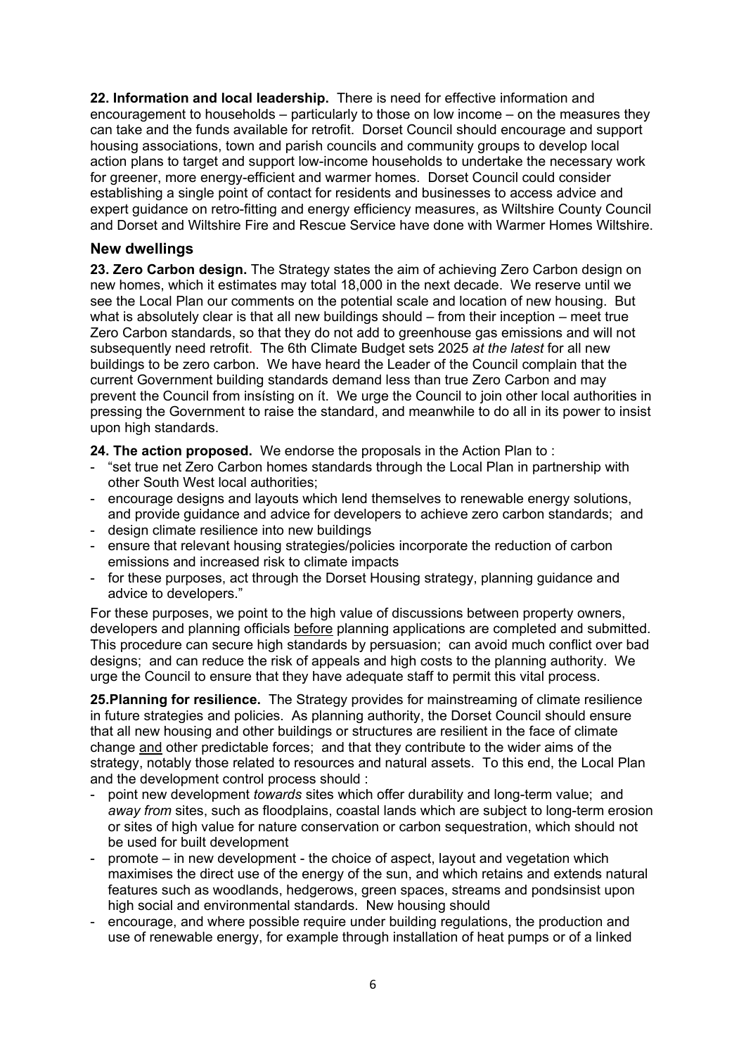**22. Information and local leadership.** There is need for effective information and encouragement to households – particularly to those on low income – on the measures they can take and the funds available for retrofit. Dorset Council should encourage and support housing associations, town and parish councils and community groups to develop local action plans to target and support low-income households to undertake the necessary work for greener, more energy-efficient and warmer homes. Dorset Council could consider establishing a single point of contact for residents and businesses to access advice and expert guidance on retro-fitting and energy efficiency measures, as Wiltshire County Council and Dorset and Wiltshire Fire and Rescue Service have done with Warmer Homes Wiltshire.

## New dwellings

**23. Zero Carbon design.** The Strategy states the aim of achieving Zero Carbon design on new homes, which it estimates may total 18,000 in the next decade. We reserve until we see the Local Plan our comments on the potential scale and location of new housing. But what is absolutely clear is that all new buildings should – from their inception – meet true Zero Carbon standards, so that they do not add to greenhouse gas emissions and will not subsequently need retrofit. The 6th Climate Budget sets 2025 *at the latest* for all new buildings to be zero carbon. We have heard the Leader of the Council complain that the current Government building standards demand less than true Zero Carbon and may prevent the Council from insísting on ít. We urge the Council to join other local authorities in pressing the Government to raise the standard, and meanwhile to do all in its power to insist upon high standards.

**24. The action proposed.** We endorse the proposals in the Action Plan to :

- "set true net Zero Carbon homes standards through the Local Plan in partnership with other South West local authorities;
- encourage designs and layouts which lend themselves to renewable energy solutions, and provide guidance and advice for developers to achieve zero carbon standards; and
- design climate resilience into new buildings
- ensure that relevant housing strategies/policies incorporate the reduction of carbon emissions and increased risk to climate impacts
- for these purposes, act through the Dorset Housing strategy, planning guidance and advice to developers."

For these purposes, we point to the high value of discussions between property owners, developers and planning officials <u>before</u> planning applications are completed and submitted. This procedure can secure high standards by persuasion; can avoid much conflict over bad designs; and can reduce the risk of appeals and high costs to the planning authority. We urge the Council to ensure that they have adequate staff to permit this vital process.

**25.Planning for resilience.** The Strategy provides for mainstreaming of climate resilience in future strategies and policies. As planning authority, the Dorset Council should ensure that all new housing and other buildings or structures are resilient in the face of climate change <u>and</u> other predictable forces; and that they contribute to the wider aims of the strategy, notably those related to resources and natural assets. To this end, the Local Plan and the development control process should :

- point new development *towards* sites which offer durability and long-term value; and *away from* sites, such as floodplains, coastal lands which are subject to long-term erosion or sites of high value for nature conservation or carbon sequestration, which should not be used for built development
- promote – in new development - the choice of aspect, layout and vegetation which maximises the direct use of the energy of the sun, and which retains and extends natural features such as woodlands, hedgerows, green spaces, streams and pondsinsist upon high social and environmental standards. New housing should
- encourage, and where possible require under building regulations, the production and use of renewable energy, for example through installation of heat pumps or of a linked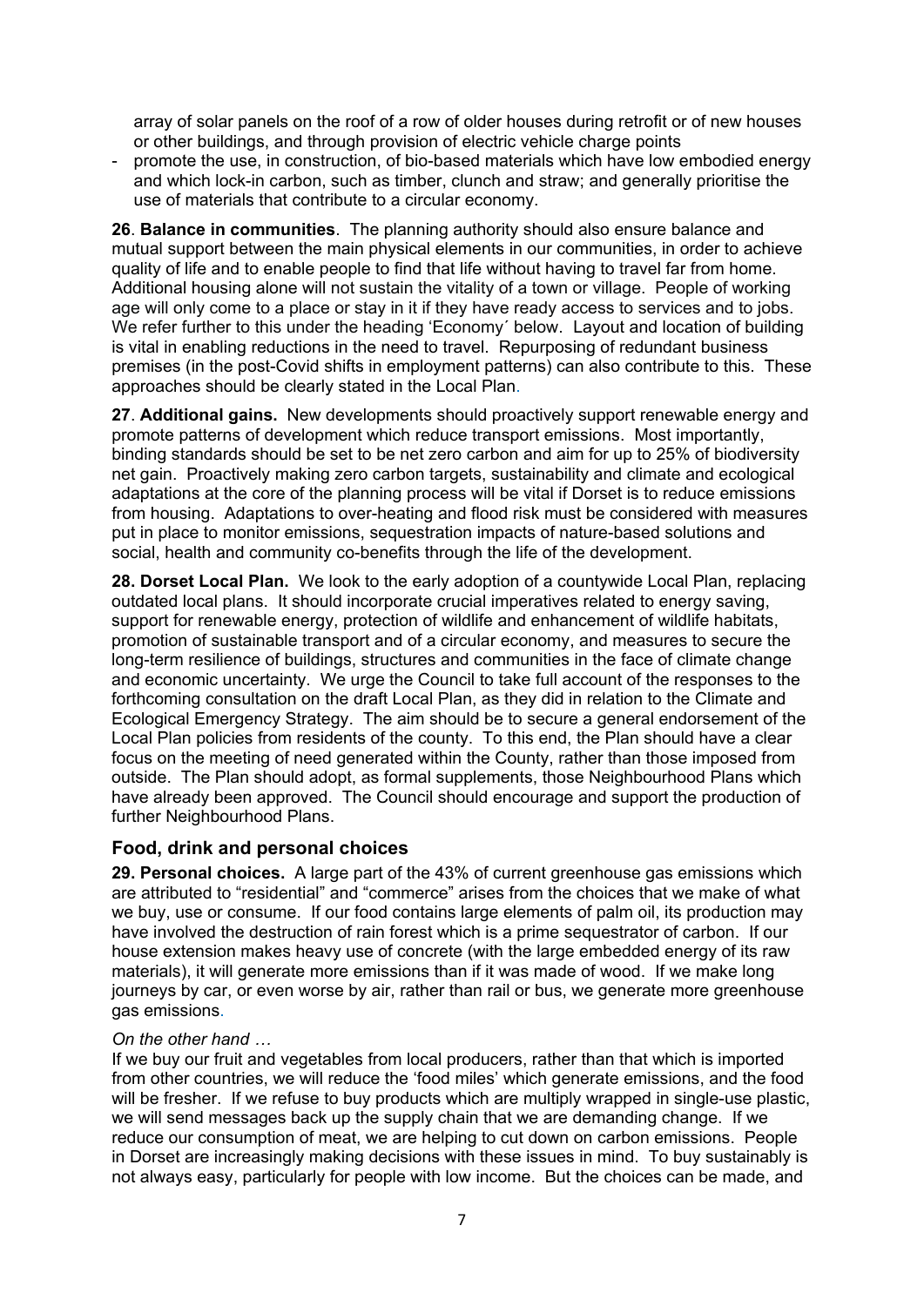array of solar panels on the roof of a row of older houses during retrofit or of new houses or other buildings, and through provision of electric vehicle charge points

- promote the use, in construction, of bio-based materials which have low embodied energy and which lock-in carbon, such as timber, clunch and straw; and generally prioritise the use of materials that contribute to a circular economy.

**26**. **Balance in communities**. The planning authority should also ensure balance and mutual support between the main physical elements in our communities, in order to achieve quality of life and to enable people to find that life without having to travel far from home. Additional housing alone will not sustain the vitality of a town or village. People of working age will only come to a place or stay in it if they have ready access to services and to jobs. We refer further to this under the heading 'Economy´ below. Layout and location of building is vital in enabling reductions in the need to travel. Repurposing of redundant business premises (in the post-Covid shifts in employment patterns) can also contribute to this. These approaches should be clearly stated in the Local Plan.

**27**. **Additional gains.** New developments should proactively support renewable energy and promote patterns of development which reduce transport emissions. Most importantly, binding standards should be set to be net zero carbon and aim for up to 25% of biodiversity net gain. Proactively making zero carbon targets, sustainability and climate and ecological adaptations at the core of the planning process will be vital if Dorset is to reduce emissions from housing. Adaptations to over-heating and flood risk must be considered with measures put in place to monitor emissions, sequestration impacts of nature-based solutions and social, health and community co-benefits through the life of the development.

**28. Dorset Local Plan.** We look to the early adoption of a countywide Local Plan, replacing outdated local plans. It should incorporate crucial imperatives related to energy saving, support for renewable energy, protection of wildlife and enhancement of wildlife habitats, promotion of sustainable transport and of a circular economy, and measures to secure the long-term resilience of buildings, structures and communities in the face of climate change and economic uncertainty. We urge the Council to take full account of the responses to the forthcoming consultation on the draft Local Plan, as they did in relation to the Climate and Ecological Emergency Strategy. The aim should be to secure a general endorsement of the Local Plan policies from residents of the county. To this end, the Plan should have a clear focus on the meeting of need generated within the County, rather than those imposed from outside. The Plan should adopt, as formal supplements, those Neighbourhood Plans which have already been approved. The Council should encourage and support the production of further Neighbourhood Plans.

## Food, drink and personal choices

**29. Personal choices.** A large part of the 43% of current greenhouse gas emissions which are attributed to "residential" and "commerce" arises from the choices that we make of what we buy, use or consume. If our food contains large elements of palm oil, its production may have involved the destruction of rain forest which is a prime sequestrator of carbon. If our house extension makes heavy use of concrete (with the large embedded energy of its raw materials), it will generate more emissions than if it was made of wood. If we make long journeys by car, or even worse by air, rather than rail or bus, we generate more greenhouse gas emissions.

*On the other hand …*

If we buy our fruit and vegetables from local producers, rather than that which is imported from other countries, we will reduce the 'food miles' which generate emissions, and the food will be fresher. If we refuse to buy products which are multiply wrapped in single-use plastic, we will send messages back up the supply chain that we are demanding change. If we reduce our consumption of meat, we are helping to cut down on carbon emissions. People in Dorset are increasingly making decisions with these issues in mind. To buy sustainably is not always easy, particularly for people with low income. But the choices can be made, and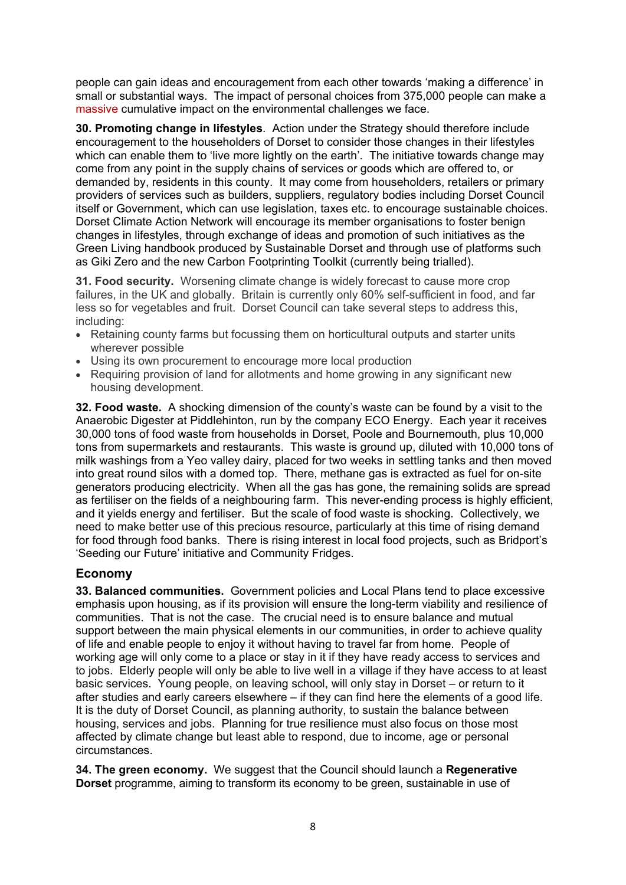people can gain ideas and encouragement from each other towards 'making a difference' in small or substantial ways. The impact of personal choices from 375,000 people can make a massive cumulative impact on the environmental challenges we face.

**30. Promoting change in lifestyles**. Action under the Strategy should therefore include encouragement to the householders of Dorset to consider those changes in their lifestyles which can enable them to 'live more lightly on the earth'. The initiative towards change may come from any point in the supply chains of services or goods which are offered to, or demanded by, residents in this county. It may come from householders, retailers or primary providers of services such as builders, suppliers, regulatory bodies including Dorset Council itself or Government, which can use legislation, taxes etc. to encourage sustainable choices. Dorset Climate Action Network will encourage its member organisations to foster benign changes in lifestyles, through exchange of ideas and promotion of such initiatives as the Green Living handbook produced by Sustainable Dorset and through use of platforms such as Giki Zero and the new Carbon Footprinting Toolkit (currently being trialled).

**31. Food security.** Worsening climate change is widely forecast to cause more crop failures, in the UK and globally. Britain is currently only 60% self-sufficient in food, and far less so for vegetables and fruit. Dorset Council can take several steps to address this, including:

- Retaining county farms but focussing them on horticultural outputs and starter units wherever possible
- Using its own procurement to encourage more local production
- Requiring provision of land for allotments and home growing in any significant new housing development.

**32. Food waste.** A shocking dimension of the county's waste can be found by a visit to the Anaerobic Digester at Piddlehinton, run by the company ECO Energy. Each year it receives 30,000 tons of food waste from households in Dorset, Poole and Bournemouth, plus 10,000 tons from supermarkets and restaurants. This waste is ground up, diluted with 10,000 tons of milk washings from a Yeo valley dairy, placed for two weeks in settling tanks and then moved into great round silos with a domed top. There, methane gas is extracted as fuel for on-site generators producing electricity. When all the gas has gone, the remaining solids are spread as fertiliser on the fields of a neighbouring farm. This never-ending process is highly efficient, and it yields energy and fertiliser. But the scale of food waste is shocking. Collectively, we need to make better use of this precious resource, particularly at this time of rising demand for food through food banks. There is rising interest in local food projects, such as Bridport's 'Seeding our Future' initiative and Community Fridges.

## Economy

**33. Balanced communities.** Government policies and Local Plans tend to place excessive emphasis upon housing, as if its provision will ensure the long-term viability and resilience of communities. That is not the case. The crucial need is to ensure balance and mutual support between the main physical elements in our communities, in order to achieve quality of life and enable people to enjoy it without having to travel far from home. People of working age will only come to a place or stay in it if they have ready access to services and to jobs. Elderly people will only be able to live well in a village if they have access to at least basic services. Young people, on leaving school, will only stay in Dorset – or return to it after studies and early careers elsewhere – if they can find here the elements of a good life. It is the duty of Dorset Council, as planning authority, to sustain the balance between housing, services and jobs. Planning for true resilience must also focus on those most affected by climate change but least able to respond, due to income, age or personal circumstances.

**34. The green economy.** We suggest that the Council should launch a **Regenerative Dorset** programme, aiming to transform its economy to be green, sustainable in use of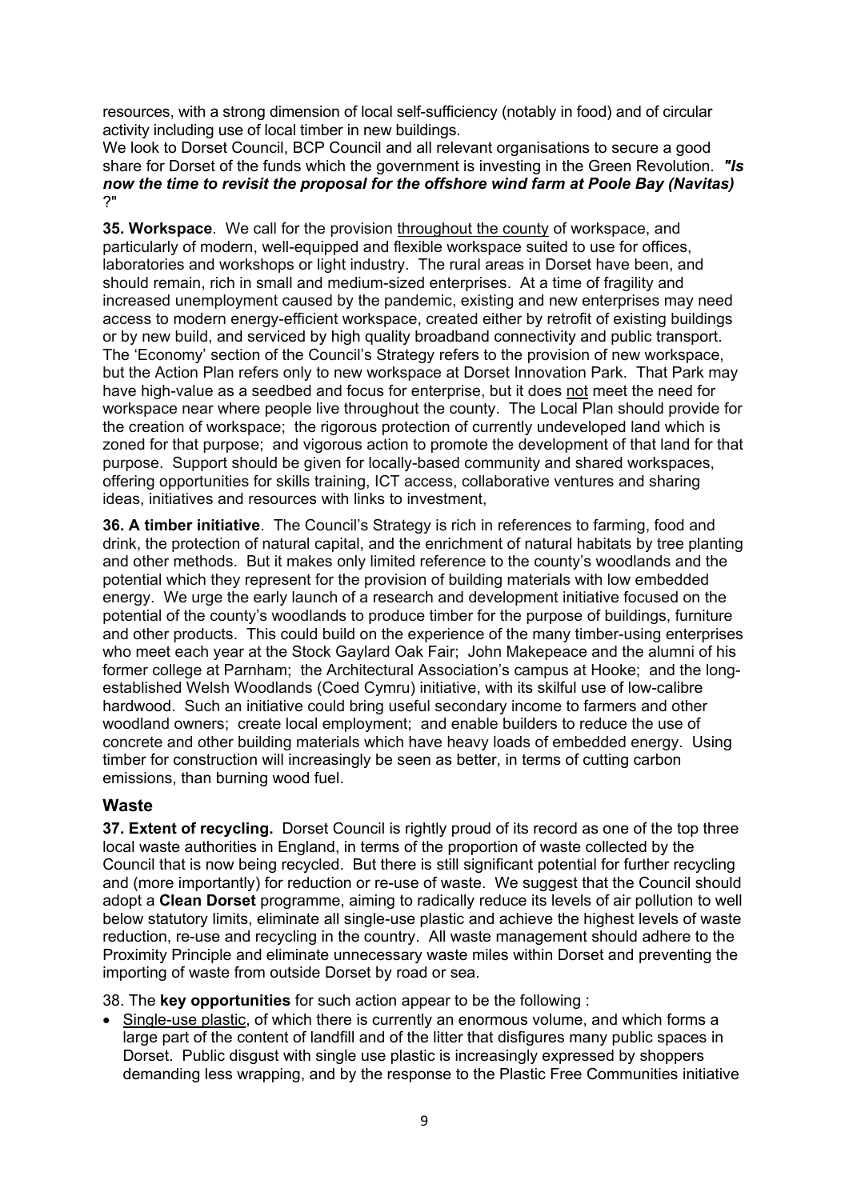resources, with a strong dimension of local self-sufficiency (notably in food) and of circular activity including use of local timber in new buildings.

We look to Dorset Council, BCP Council and all relevant organisations to secure a good share for Dorset of the funds which the government is investing in the Green Revolution. ***"Is now the time to revisit the proposal for the offshore wind farm at Poole Bay (Navitas)*** ?"

**35. Workspace**. We call for the provision throughout the county of workspace, and particularly of modern, well-equipped and flexible workspace suited to use for offices, laboratories and workshops or light industry. The rural areas in Dorset have been, and should remain, rich in small and medium-sized enterprises. At a time of fragility and increased unemployment caused by the pandemic, existing and new enterprises may need access to modern energy-efficient workspace, created either by retrofit of existing buildings or by new build, and serviced by high quality broadband connectivity and public transport. The 'Economy' section of the Council's Strategy refers to the provision of new workspace, but the Action Plan refers only to new workspace at Dorset Innovation Park. That Park may have high-value as a seedbed and focus for enterprise, but it does not meet the need for workspace near where people live throughout the county. The Local Plan should provide for the creation of workspace; the rigorous protection of currently undeveloped land which is zoned for that purpose; and vigorous action to promote the development of that land for that purpose. Support should be given for locally-based community and shared workspaces, offering opportunities for skills training, ICT access, collaborative ventures and sharing ideas, initiatives and resources with links to investment,

**36. A timber initiative**. The Council's Strategy is rich in references to farming, food and drink, the protection of natural capital, and the enrichment of natural habitats by tree planting and other methods. But it makes only limited reference to the county's woodlands and the potential which they represent for the provision of building materials with low embedded energy. We urge the early launch of a research and development initiative focused on the potential of the county's woodlands to produce timber for the purpose of buildings, furniture and other products. This could build on the experience of the many timber-using enterprises who meet each year at the Stock Gaylard Oak Fair; John Makepeace and the alumni of his former college at Parnham; the Architectural Association's campus at Hooke; and the long-established Welsh Woodlands (Coed Cymru) initiative, with its skilful use of low-calibre hardwood. Such an initiative could bring useful secondary income to farmers and other woodland owners; create local employment; and enable builders to reduce the use of concrete and other building materials which have heavy loads of embedded energy. Using timber for construction will increasingly be seen as better, in terms of cutting carbon emissions, than burning wood fuel.

## Waste

**37. Extent of recycling.** Dorset Council is rightly proud of its record as one of the top three local waste authorities in England, in terms of the proportion of waste collected by the Council that is now being recycled. But there is still significant potential for further recycling and (more importantly) for reduction or re-use of waste. We suggest that the Council should adopt a **Clean Dorset** programme, aiming to radically reduce its levels of air pollution to well below statutory limits, eliminate all single-use plastic and achieve the highest levels of waste reduction, re-use and recycling in the country. All waste management should adhere to the Proximity Principle and eliminate unnecessary waste miles within Dorset and preventing the importing of waste from outside Dorset by road or sea.

38. The **key opportunities** for such action appear to be the following :

- Single-use plastic, of which there is currently an enormous volume, and which forms a large part of the content of landfill and of the litter that disfigures many public spaces in Dorset. Public disgust with single use plastic is increasingly expressed by shoppers demanding less wrapping, and by the response to the Plastic Free Communities initiative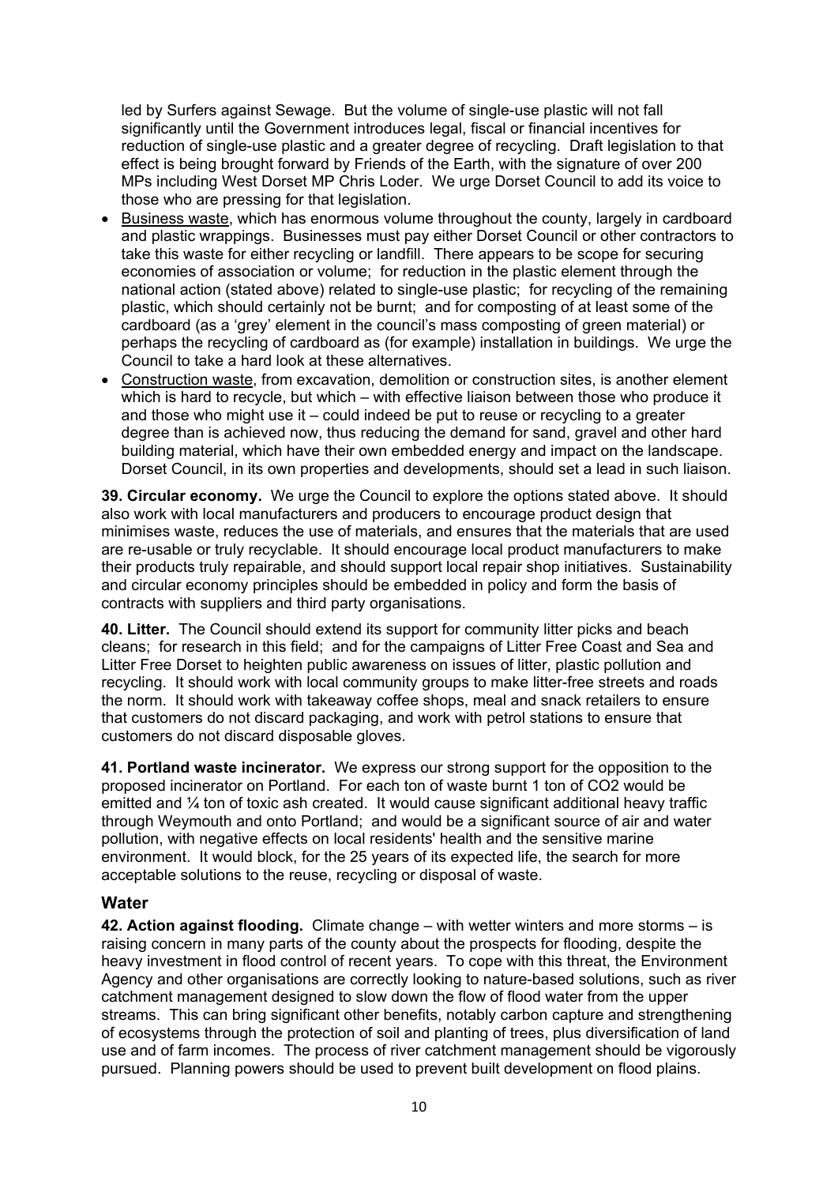led by Surfers against Sewage. But the volume of single-use plastic will not fall significantly until the Government introduces legal, fiscal or financial incentives for reduction of single-use plastic and a greater degree of recycling. Draft legislation to that effect is being brought forward by Friends of the Earth, with the signature of over 200 MPs including West Dorset MP Chris Loder. We urge Dorset Council to add its voice to those who are pressing for that legislation.

- Business waste, which has enormous volume throughout the county, largely in cardboard and plastic wrappings. Businesses must pay either Dorset Council or other contractors to take this waste for either recycling or landfill. There appears to be scope for securing economies of association or volume; for reduction in the plastic element through the national action (stated above) related to single-use plastic; for recycling of the remaining plastic, which should certainly not be burnt; and for composting of at least some of the cardboard (as a 'grey' element in the council's mass composting of green material) or perhaps the recycling of cardboard as (for example) installation in buildings. We urge the Council to take a hard look at these alternatives.
- Construction waste, from excavation, demolition or construction sites, is another element which is hard to recycle, but which – with effective liaison between those who produce it and those who might use it – could indeed be put to reuse or recycling to a greater degree than is achieved now, thus reducing the demand for sand, gravel and other hard building material, which have their own embedded energy and impact on the landscape. Dorset Council, in its own properties and developments, should set a lead in such liaison.

**39. Circular economy.** We urge the Council to explore the options stated above. It should also work with local manufacturers and producers to encourage product design that minimises waste, reduces the use of materials, and ensures that the materials that are used are re-usable or truly recyclable. It should encourage local product manufacturers to make their products truly repairable, and should support local repair shop initiatives. Sustainability and circular economy principles should be embedded in policy and form the basis of contracts with suppliers and third party organisations.

**40. Litter.** The Council should extend its support for community litter picks and beach cleans; for research in this field; and for the campaigns of Litter Free Coast and Sea and Litter Free Dorset to heighten public awareness on issues of litter, plastic pollution and recycling. It should work with local community groups to make litter-free streets and roads the norm. It should work with takeaway coffee shops, meal and snack retailers to ensure that customers do not discard packaging, and work with petrol stations to ensure that customers do not discard disposable gloves.

**41. Portland waste incinerator.** We express our strong support for the opposition to the proposed incinerator on Portland. For each ton of waste burnt 1 ton of $CO_2$ would be emitted and ¼ ton of toxic ash created. It would cause significant additional heavy traffic through Weymouth and onto Portland; and would be a significant source of air and water pollution, with negative effects on local residents' health and the sensitive marine environment. It would block, for the 25 years of its expected life, the search for more acceptable solutions to the reuse, recycling or disposal of waste.

## Water

**42. Action against flooding.** Climate change – with wetter winters and more storms – is raising concern in many parts of the county about the prospects for flooding, despite the heavy investment in flood control of recent years. To cope with this threat, the Environment Agency and other organisations are correctly looking to nature-based solutions, such as river catchment management designed to slow down the flow of flood water from the upper streams. This can bring significant other benefits, notably carbon capture and strengthening of ecosystems through the protection of soil and planting of trees, plus diversification of land use and of farm incomes. The process of river catchment management should be vigorously pursued. Planning powers should be used to prevent built development on flood plains.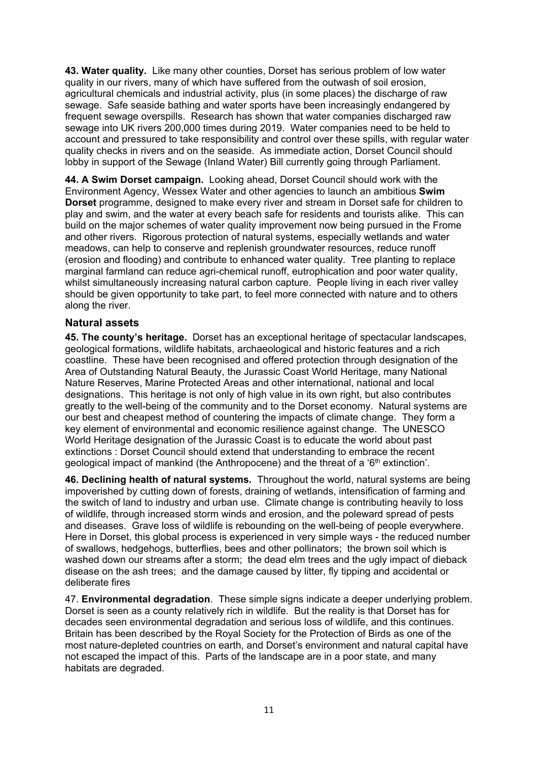**43. Water quality.** Like many other counties, Dorset has serious problem of low water quality in our rivers, many of which have suffered from the outwash of soil erosion, agricultural chemicals and industrial activity, plus (in some places) the discharge of raw sewage. Safe seaside bathing and water sports have been increasingly endangered by frequent sewage overspills. Research has shown that water companies discharged raw sewage into UK rivers 200,000 times during 2019. Water companies need to be held to account and pressured to take responsibility and control over these spills, with regular water quality checks in rivers and on the seaside. As immediate action, Dorset Council should lobby in support of the Sewage (Inland Water) Bill currently going through Parliament.

**44. A Swim Dorset campaign.** Looking ahead, Dorset Council should work with the Environment Agency, Wessex Water and other agencies to launch an ambitious **Swim Dorset** programme, designed to make every river and stream in Dorset safe for children to play and swim, and the water at every beach safe for residents and tourists alike. This can build on the major schemes of water quality improvement now being pursued in the Frome and other rivers. Rigorous protection of natural systems, especially wetlands and water meadows, can help to conserve and replenish groundwater resources, reduce runoff (erosion and flooding) and contribute to enhanced water quality. Tree planting to replace marginal farmland can reduce agri-chemical runoff, eutrophication and poor water quality, whilst simultaneously increasing natural carbon capture. People living in each river valley should be given opportunity to take part, to feel more connected with nature and to others along the river.

## Natural assets

**45. The county's heritage.** Dorset has an exceptional heritage of spectacular landscapes, geological formations, wildlife habitats, archaeological and historic features and a rich coastline. These have been recognised and offered protection through designation of the Area of Outstanding Natural Beauty, the Jurassic Coast World Heritage, many National Nature Reserves, Marine Protected Areas and other international, national and local designations. This heritage is not only of high value in its own right, but also contributes greatly to the well-being of the community and to the Dorset economy. Natural systems are our best and cheapest method of countering the impacts of climate change. They form a key element of environmental and economic resilience against change. The UNESCO World Heritage designation of the Jurassic Coast is to educate the world about past extinctions : Dorset Council should extend that understanding to embrace the recent geological impact of mankind (the Anthropocene) and the threat of a '6th extinction'.

**46. Declining health of natural systems.** Throughout the world, natural systems are being impoverished by cutting down of forests, draining of wetlands, intensification of farming and the switch of land to industry and urban use. Climate change is contributing heavily to loss of wildlife, through increased storm winds and erosion, and the poleward spread of pests and diseases. Grave loss of wildlife is rebounding on the well-being of people everywhere. Here in Dorset, this global process is experienced in very simple ways - the reduced number of swallows, hedgehogs, butterflies, bees and other pollinators; the brown soil which is washed down our streams after a storm; the dead elm trees and the ugly impact of dieback disease on the ash trees; and the damage caused by litter, fly tipping and accidental or deliberate fires

47. **Environmental degradation**. These simple signs indicate a deeper underlying problem. Dorset is seen as a county relatively rich in wildlife. But the reality is that Dorset has for decades seen environmental degradation and serious loss of wildlife, and this continues. Britain has been described by the Royal Society for the Protection of Birds as one of the most nature-depleted countries on earth, and Dorset's environment and natural capital have not escaped the impact of this. Parts of the landscape are in a poor state, and many habitats are degraded.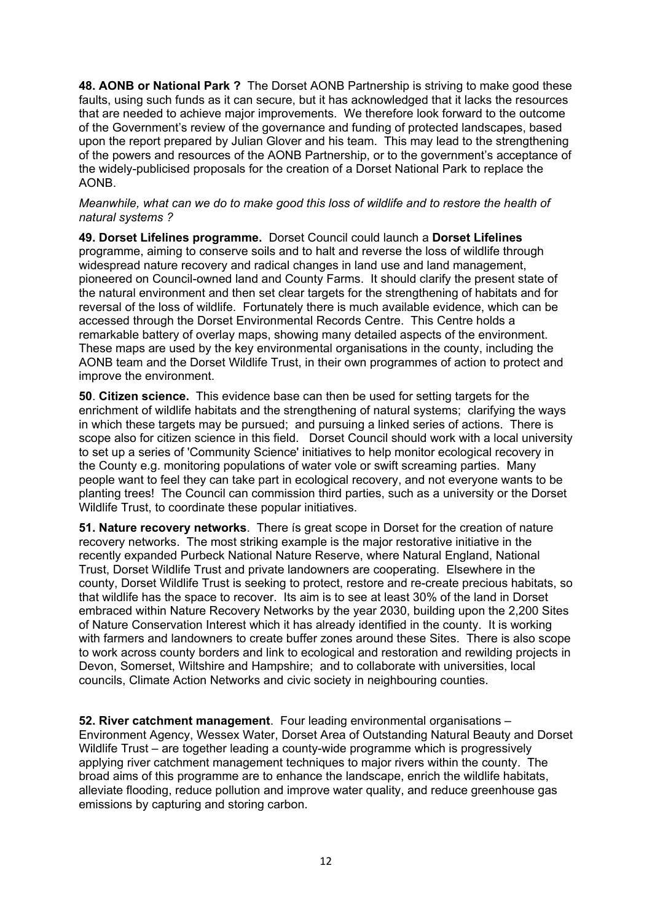**48. AONB or National Park ?** The Dorset AONB Partnership is striving to make good these faults, using such funds as it can secure, but it has acknowledged that it lacks the resources that are needed to achieve major improvements. We therefore look forward to the outcome of the Government's review of the governance and funding of protected landscapes, based upon the report prepared by Julian Glover and his team. This may lead to the strengthening of the powers and resources of the AONB Partnership, or to the government's acceptance of the widely-publicised proposals for the creation of a Dorset National Park to replace the AONB.

*Meanwhile, what can we do to make good this loss of wildlife and to restore the health of natural systems ?*

**49. Dorset Lifelines programme.** Dorset Council could launch a **Dorset Lifelines** programme, aiming to conserve soils and to halt and reverse the loss of wildlife through widespread nature recovery and radical changes in land use and land management, pioneered on Council-owned land and County Farms. It should clarify the present state of the natural environment and then set clear targets for the strengthening of habitats and for reversal of the loss of wildlife. Fortunately there is much available evidence, which can be accessed through the Dorset Environmental Records Centre. This Centre holds a remarkable battery of overlay maps, showing many detailed aspects of the environment. These maps are used by the key environmental organisations in the county, including the AONB team and the Dorset Wildlife Trust, in their own programmes of action to protect and improve the environment.

**50**. **Citizen science.** This evidence base can then be used for setting targets for the enrichment of wildlife habitats and the strengthening of natural systems; clarifying the ways in which these targets may be pursued; and pursuing a linked series of actions. There is scope also for citizen science in this field. Dorset Council should work with a local university to set up a series of 'Community Science' initiatives to help monitor ecological recovery in the County e.g. monitoring populations of water vole or swift screaming parties. Many people want to feel they can take part in ecological recovery, and not everyone wants to be planting trees! The Council can commission third parties, such as a university or the Dorset Wildlife Trust, to coordinate these popular initiatives.

**51. Nature recovery networks**. There ís great scope in Dorset for the creation of nature recovery networks. The most striking example is the major restorative initiative in the recently expanded Purbeck National Nature Reserve, where Natural England, National Trust, Dorset Wildlife Trust and private landowners are cooperating. Elsewhere in the county, Dorset Wildlife Trust is seeking to protect, restore and re-create precious habitats, so that wildlife has the space to recover. Its aim is to see at least 30% of the land in Dorset embraced within Nature Recovery Networks by the year 2030, building upon the 2,200 Sites of Nature Conservation Interest which it has already identified in the county. It is working with farmers and landowners to create buffer zones around these Sites. There is also scope to work across county borders and link to ecological and restoration and rewilding projects in Devon, Somerset, Wiltshire and Hampshire; and to collaborate with universities, local councils, Climate Action Networks and civic society in neighbouring counties.

**52. River catchment management**. Four leading environmental organisations – Environment Agency, Wessex Water, Dorset Area of Outstanding Natural Beauty and Dorset Wildlife Trust – are together leading a county-wide programme which is progressively applying river catchment management techniques to major rivers within the county. The broad aims of this programme are to enhance the landscape, enrich the wildlife habitats, alleviate flooding, reduce pollution and improve water quality, and reduce greenhouse gas emissions by capturing and storing carbon.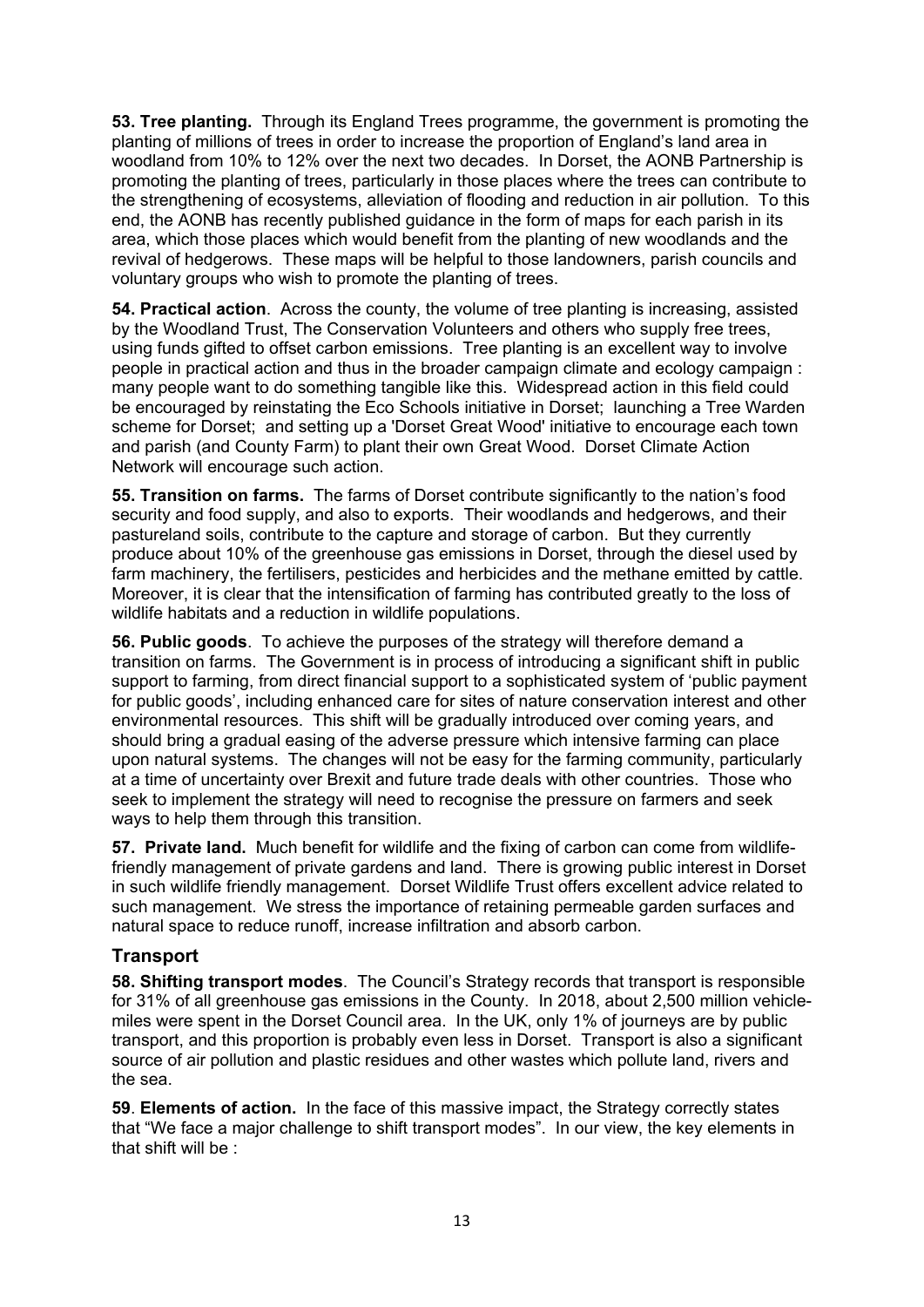**53. Tree planting.** Through its England Trees programme, the government is promoting the planting of millions of trees in order to increase the proportion of England's land area in woodland from 10% to 12% over the next two decades. In Dorset, the AONB Partnership is promoting the planting of trees, particularly in those places where the trees can contribute to the strengthening of ecosystems, alleviation of flooding and reduction in air pollution. To this end, the AONB has recently published guidance in the form of maps for each parish in its area, which those places which would benefit from the planting of new woodlands and the revival of hedgerows. These maps will be helpful to those landowners, parish councils and voluntary groups who wish to promote the planting of trees.

**54. Practical action**. Across the county, the volume of tree planting is increasing, assisted by the Woodland Trust, The Conservation Volunteers and others who supply free trees, using funds gifted to offset carbon emissions. Tree planting is an excellent way to involve people in practical action and thus in the broader campaign climate and ecology campaign : many people want to do something tangible like this. Widespread action in this field could be encouraged by reinstating the Eco Schools initiative in Dorset; launching a Tree Warden scheme for Dorset; and setting up a 'Dorset Great Wood' initiative to encourage each town and parish (and County Farm) to plant their own Great Wood. Dorset Climate Action Network will encourage such action.

**55. Transition on farms.** The farms of Dorset contribute significantly to the nation's food security and food supply, and also to exports. Their woodlands and hedgerows, and their pastureland soils, contribute to the capture and storage of carbon. But they currently produce about 10% of the greenhouse gas emissions in Dorset, through the diesel used by farm machinery, the fertilisers, pesticides and herbicides and the methane emitted by cattle. Moreover, it is clear that the intensification of farming has contributed greatly to the loss of wildlife habitats and a reduction in wildlife populations.

**56. Public goods**. To achieve the purposes of the strategy will therefore demand a transition on farms. The Government is in process of introducing a significant shift in public support to farming, from direct financial support to a sophisticated system of 'public payment for public goods', including enhanced care for sites of nature conservation interest and other environmental resources. This shift will be gradually introduced over coming years, and should bring a gradual easing of the adverse pressure which intensive farming can place upon natural systems. The changes will not be easy for the farming community, particularly at a time of uncertainty over Brexit and future trade deals with other countries. Those who seek to implement the strategy will need to recognise the pressure on farmers and seek ways to help them through this transition.

**57. Private land.** Much benefit for wildlife and the fixing of carbon can come from wildlife-friendly management of private gardens and land. There is growing public interest in Dorset in such wildlife friendly management. Dorset Wildlife Trust offers excellent advice related to such management. We stress the importance of retaining permeable garden surfaces and natural space to reduce runoff, increase infiltration and absorb carbon.

## Transport

**58. Shifting transport modes**. The Council's Strategy records that transport is responsible for 31% of all greenhouse gas emissions in the County. In 2018, about 2,500 million vehicle-miles were spent in the Dorset Council area. In the UK, only 1% of journeys are by public transport, and this proportion is probably even less in Dorset. Transport is also a significant source of air pollution and plastic residues and other wastes which pollute land, rivers and the sea.

**59**. **Elements of action.** In the face of this massive impact, the Strategy correctly states that "We face a major challenge to shift transport modes". In our view, the key elements in that shift will be :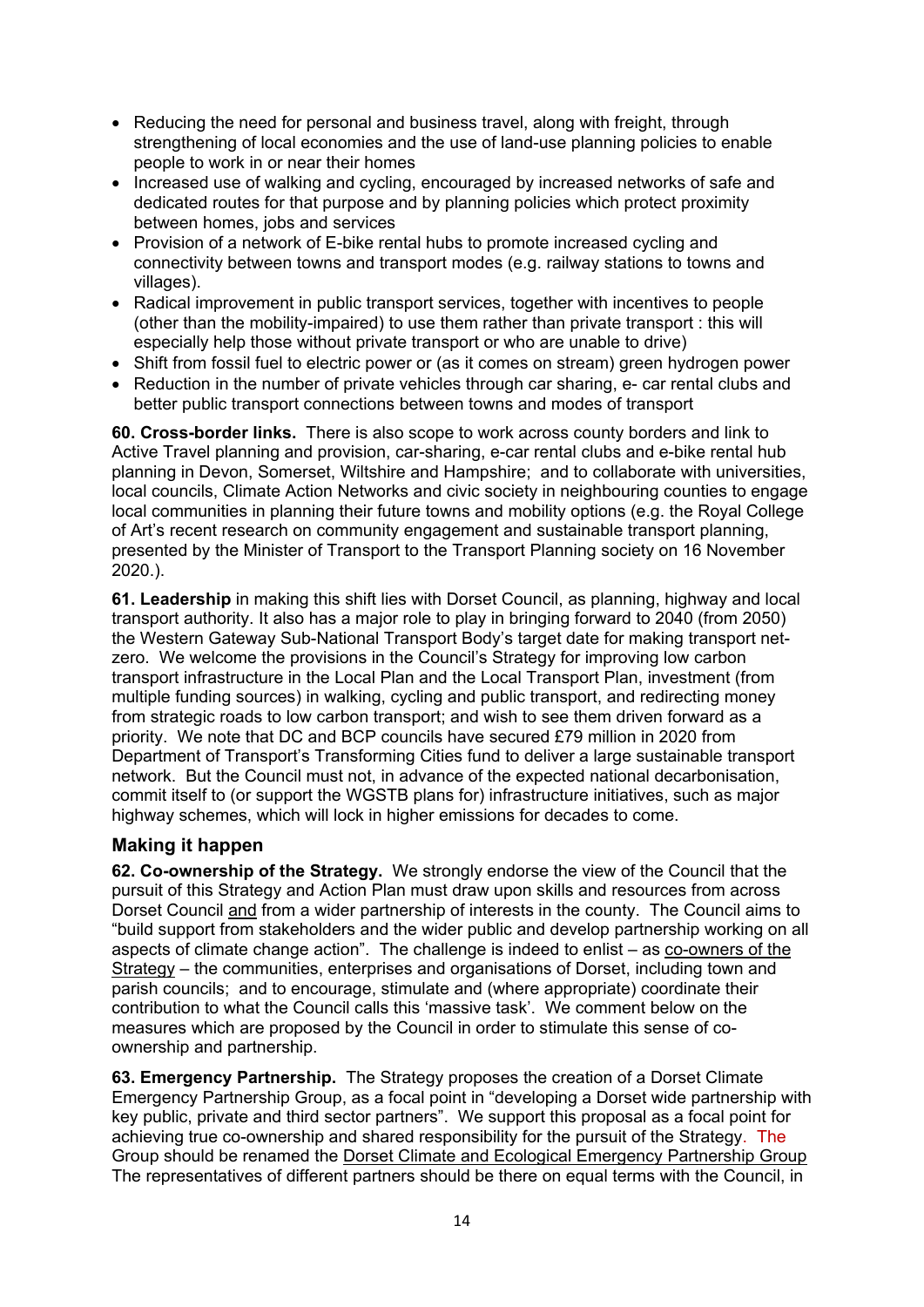- Reducing the need for personal and business travel, along with freight, through strengthening of local economies and the use of land-use planning policies to enable people to work in or near their homes
- Increased use of walking and cycling, encouraged by increased networks of safe and dedicated routes for that purpose and by planning policies which protect proximity between homes, jobs and services
- Provision of a network of E-bike rental hubs to promote increased cycling and connectivity between towns and transport modes (e.g. railway stations to towns and villages).
- Radical improvement in public transport services, together with incentives to people (other than the mobility-impaired) to use them rather than private transport : this will especially help those without private transport or who are unable to drive)
- Shift from fossil fuel to electric power or (as it comes on stream) green hydrogen power
- Reduction in the number of private vehicles through car sharing, e- car rental clubs and better public transport connections between towns and modes of transport

**60. Cross-border links.** There is also scope to work across county borders and link to Active Travel planning and provision, car-sharing, e-car rental clubs and e-bike rental hub planning in Devon, Somerset, Wiltshire and Hampshire; and to collaborate with universities, local councils, Climate Action Networks and civic society in neighbouring counties to engage local communities in planning their future towns and mobility options (e.g. the Royal College of Art's recent research on community engagement and sustainable transport planning, presented by the Minister of Transport to the Transport Planning society on 16 November 2020.).

**61. Leadership** in making this shift lies with Dorset Council, as planning, highway and local transport authority. It also has a major role to play in bringing forward to 2040 (from 2050) the Western Gateway Sub-National Transport Body's target date for making transport net-zero. We welcome the provisions in the Council's Strategy for improving low carbon transport infrastructure in the Local Plan and the Local Transport Plan, investment (from multiple funding sources) in walking, cycling and public transport, and redirecting money from strategic roads to low carbon transport; and wish to see them driven forward as a priority. We note that DC and BCP councils have secured £79 million in 2020 from Department of Transport's Transforming Cities fund to deliver a large sustainable transport network. But the Council must not, in advance of the expected national decarbonisation, commit itself to (or support the WGSTB plans for) infrastructure initiatives, such as major highway schemes, which will lock in higher emissions for decades to come.

## Making it happen

**62. Co-ownership of the Strategy.** We strongly endorse the view of the Council that the pursuit of this Strategy and Action Plan must draw upon skills and resources from across Dorset Council and from a wider partnership of interests in the county. The Council aims to "build support from stakeholders and the wider public and develop partnership working on all aspects of climate change action". The challenge is indeed to enlist – as co-owners of the Strategy – the communities, enterprises and organisations of Dorset, including town and parish councils; and to encourage, stimulate and (where appropriate) coordinate their contribution to what the Council calls this 'massive task'. We comment below on the measures which are proposed by the Council in order to stimulate this sense of co-ownership and partnership.

**63. Emergency Partnership.** The Strategy proposes the creation of a Dorset Climate Emergency Partnership Group, as a focal point in "developing a Dorset wide partnership with key public, private and third sector partners". We support this proposal as a focal point for achieving true co-ownership and shared responsibility for the pursuit of the Strategy. The Group should be renamed the Dorset Climate and Ecological Emergency Partnership Group The representatives of different partners should be there on equal terms with the Council, in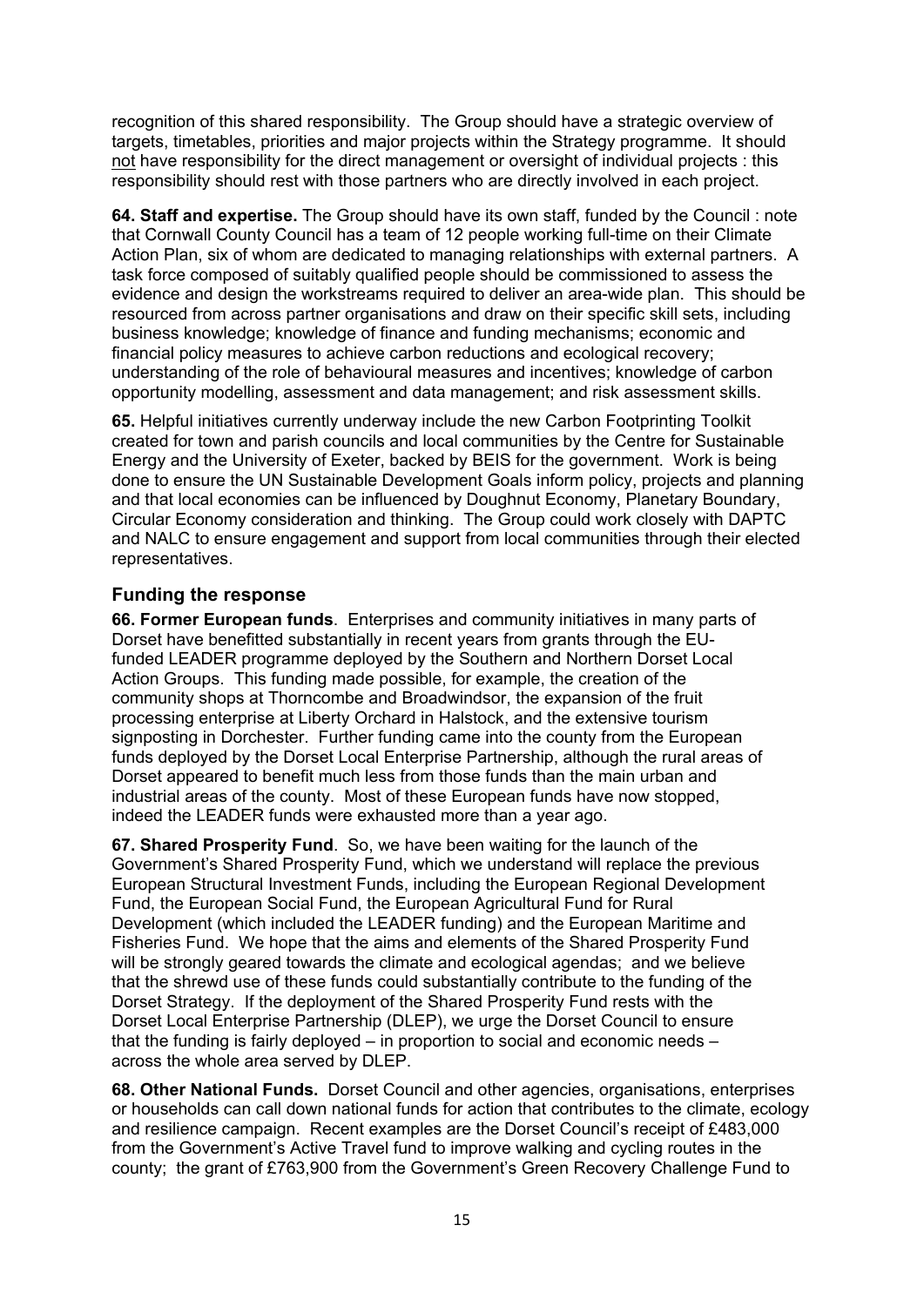recognition of this shared responsibility. The Group should have a strategic overview of targets, timetables, priorities and major projects within the Strategy programme. It should not have responsibility for the direct management or oversight of individual projects : this responsibility should rest with those partners who are directly involved in each project.

**64. Staff and expertise.** The Group should have its own staff, funded by the Council : note that Cornwall County Council has a team of 12 people working full-time on their Climate Action Plan, six of whom are dedicated to managing relationships with external partners. A task force composed of suitably qualified people should be commissioned to assess the evidence and design the workstreams required to deliver an area-wide plan. This should be resourced from across partner organisations and draw on their specific skill sets, including business knowledge; knowledge of finance and funding mechanisms; economic and financial policy measures to achieve carbon reductions and ecological recovery; understanding of the role of behavioural measures and incentives; knowledge of carbon opportunity modelling, assessment and data management; and risk assessment skills.

**65.** Helpful initiatives currently underway include the new Carbon Footprinting Toolkit created for town and parish councils and local communities by the Centre for Sustainable Energy and the University of Exeter, backed by BEIS for the government. Work is being done to ensure the UN Sustainable Development Goals inform policy, projects and planning and that local economies can be influenced by Doughnut Economy, Planetary Boundary, Circular Economy consideration and thinking. The Group could work closely with DAPTC and NALC to ensure engagement and support from local communities through their elected representatives.

## Funding the response

**66. Former European funds**. Enterprises and community initiatives in many parts of Dorset have benefitted substantially in recent years from grants through the EU-funded LEADER programme deployed by the Southern and Northern Dorset Local Action Groups. This funding made possible, for example, the creation of the community shops at Thorncombe and Broadwindsor, the expansion of the fruit processing enterprise at Liberty Orchard in Halstock, and the extensive tourism signposting in Dorchester. Further funding came into the county from the European funds deployed by the Dorset Local Enterprise Partnership, although the rural areas of Dorset appeared to benefit much less from those funds than the main urban and industrial areas of the county. Most of these European funds have now stopped, indeed the LEADER funds were exhausted more than a year ago.

**67. Shared Prosperity Fund**. So, we have been waiting for the launch of the Government's Shared Prosperity Fund, which we understand will replace the previous European Structural Investment Funds, including the European Regional Development Fund, the European Social Fund, the European Agricultural Fund for Rural Development (which included the LEADER funding) and the European Maritime and Fisheries Fund. We hope that the aims and elements of the Shared Prosperity Fund will be strongly geared towards the climate and ecological agendas; and we believe that the shrewd use of these funds could substantially contribute to the funding of the Dorset Strategy. If the deployment of the Shared Prosperity Fund rests with the Dorset Local Enterprise Partnership (DLEP), we urge the Dorset Council to ensure that the funding is fairly deployed – in proportion to social and economic needs – across the whole area served by DLEP.

**68. Other National Funds.** Dorset Council and other agencies, organisations, enterprises or households can call down national funds for action that contributes to the climate, ecology and resilience campaign. Recent examples are the Dorset Council's receipt of £483,000 from the Government's Active Travel fund to improve walking and cycling routes in the county; the grant of £763,900 from the Government's Green Recovery Challenge Fund to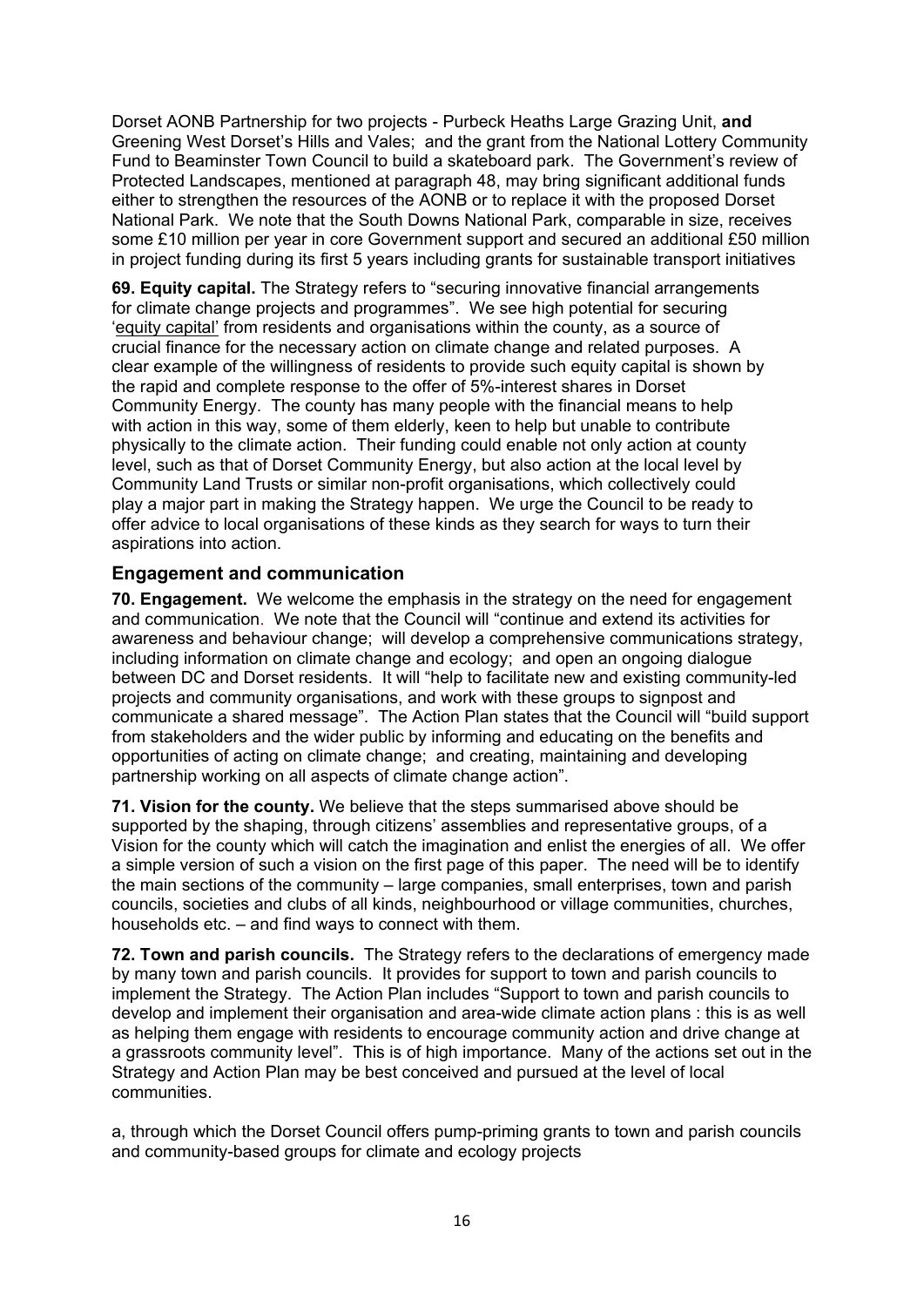Dorset AONB Partnership for two projects - Purbeck Heaths Large Grazing Unit, **and** Greening West Dorset's Hills and Vales; and the grant from the National Lottery Community Fund to Beaminster Town Council to build a skateboard park. The Government's review of Protected Landscapes, mentioned at paragraph 48, may bring significant additional funds either to strengthen the resources of the AONB or to replace it with the proposed Dorset National Park. We note that the South Downs National Park, comparable in size, receives some £10 million per year in core Government support and secured an additional £50 million in project funding during its first 5 years including grants for sustainable transport initiatives

**69. Equity capital.** The Strategy refers to "securing innovative financial arrangements for climate change projects and programmes". We see high potential for securing 'equity capital' from residents and organisations within the county, as a source of crucial finance for the necessary action on climate change and related purposes. A clear example of the willingness of residents to provide such equity capital is shown by the rapid and complete response to the offer of 5%-interest shares in Dorset Community Energy. The county has many people with the financial means to help with action in this way, some of them elderly, keen to help but unable to contribute physically to the climate action. Their funding could enable not only action at county level, such as that of Dorset Community Energy, but also action at the local level by Community Land Trusts or similar non-profit organisations, which collectively could play a major part in making the Strategy happen. We urge the Council to be ready to offer advice to local organisations of these kinds as they search for ways to turn their aspirations into action.

## Engagement and communication

**70. Engagement.** We welcome the emphasis in the strategy on the need for engagement and communication. We note that the Council will "continue and extend its activities for awareness and behaviour change; will develop a comprehensive communications strategy, including information on climate change and ecology; and open an ongoing dialogue between DC and Dorset residents. It will "help to facilitate new and existing community-led projects and community organisations, and work with these groups to signpost and communicate a shared message". The Action Plan states that the Council will "build support from stakeholders and the wider public by informing and educating on the benefits and opportunities of acting on climate change; and creating, maintaining and developing partnership working on all aspects of climate change action".

**71. Vision for the county.** We believe that the steps summarised above should be supported by the shaping, through citizens' assemblies and representative groups, of a Vision for the county which will catch the imagination and enlist the energies of all. We offer a simple version of such a vision on the first page of this paper. The need will be to identify the main sections of the community – large companies, small enterprises, town and parish councils, societies and clubs of all kinds, neighbourhood or village communities, churches, households etc. – and find ways to connect with them.

**72. Town and parish councils.** The Strategy refers to the declarations of emergency made by many town and parish councils. It provides for support to town and parish councils to implement the Strategy. The Action Plan includes "Support to town and parish councils to develop and implement their organisation and area-wide climate action plans : this is as well as helping them engage with residents to encourage community action and drive change at a grassroots community level". This is of high importance. Many of the actions set out in the Strategy and Action Plan may be best conceived and pursued at the level of local communities.

a, through which the Dorset Council offers pump-priming grants to town and parish councils and community-based groups for climate and ecology projects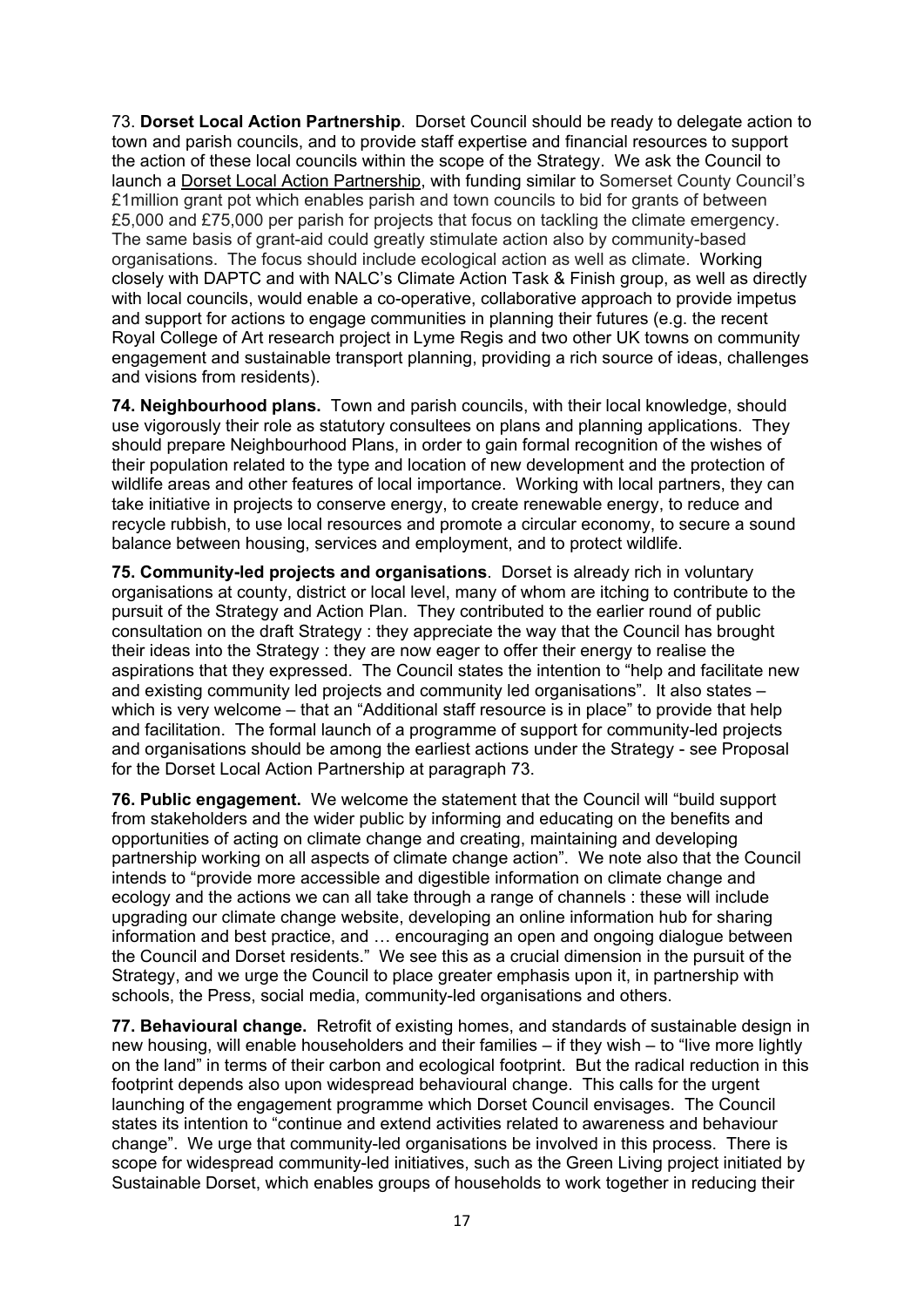73. **Dorset Local Action Partnership**. Dorset Council should be ready to delegate action to town and parish councils, and to provide staff expertise and financial resources to support the action of these local councils within the scope of the Strategy. We ask the Council to launch a Dorset Local Action Partnership, with funding similar to Somerset County Council's £1million grant pot which enables parish and town councils to bid for grants of between £5,000 and £75,000 per parish for projects that focus on tackling the climate emergency. The same basis of grant-aid could greatly stimulate action also by community-based organisations. The focus should include ecological action as well as climate. Working closely with DAPTC and with NALC's Climate Action Task & Finish group, as well as directly with local councils, would enable a co-operative, collaborative approach to provide impetus and support for actions to engage communities in planning their futures (e.g. the recent Royal College of Art research project in Lyme Regis and two other UK towns on community engagement and sustainable transport planning, providing a rich source of ideas, challenges and visions from residents).

**74. Neighbourhood plans.** Town and parish councils, with their local knowledge, should use vigorously their role as statutory consultees on plans and planning applications. They should prepare Neighbourhood Plans, in order to gain formal recognition of the wishes of their population related to the type and location of new development and the protection of wildlife areas and other features of local importance. Working with local partners, they can take initiative in projects to conserve energy, to create renewable energy, to reduce and recycle rubbish, to use local resources and promote a circular economy, to secure a sound balance between housing, services and employment, and to protect wildlife.

**75. Community-led projects and organisations**. Dorset is already rich in voluntary organisations at county, district or local level, many of whom are itching to contribute to the pursuit of the Strategy and Action Plan. They contributed to the earlier round of public consultation on the draft Strategy : they appreciate the way that the Council has brought their ideas into the Strategy : they are now eager to offer their energy to realise the aspirations that they expressed. The Council states the intention to "help and facilitate new and existing community led projects and community led organisations". It also states – which is very welcome – that an "Additional staff resource is in place" to provide that help and facilitation. The formal launch of a programme of support for community-led projects and organisations should be among the earliest actions under the Strategy - see Proposal for the Dorset Local Action Partnership at paragraph 73.

**76. Public engagement.** We welcome the statement that the Council will "build support from stakeholders and the wider public by informing and educating on the benefits and opportunities of acting on climate change and creating, maintaining and developing partnership working on all aspects of climate change action". We note also that the Council intends to "provide more accessible and digestible information on climate change and ecology and the actions we can all take through a range of channels : these will include upgrading our climate change website, developing an online information hub for sharing information and best practice, and … encouraging an open and ongoing dialogue between the Council and Dorset residents." We see this as a crucial dimension in the pursuit of the Strategy, and we urge the Council to place greater emphasis upon it, in partnership with schools, the Press, social media, community-led organisations and others.

**77. Behavioural change.** Retrofit of existing homes, and standards of sustainable design in new housing, will enable householders and their families – if they wish – to "live more lightly on the land" in terms of their carbon and ecological footprint. But the radical reduction in this footprint depends also upon widespread behavioural change. This calls for the urgent launching of the engagement programme which Dorset Council envisages. The Council states its intention to "continue and extend activities related to awareness and behaviour change". We urge that community-led organisations be involved in this process. There is scope for widespread community-led initiatives, such as the Green Living project initiated by Sustainable Dorset, which enables groups of households to work together in reducing their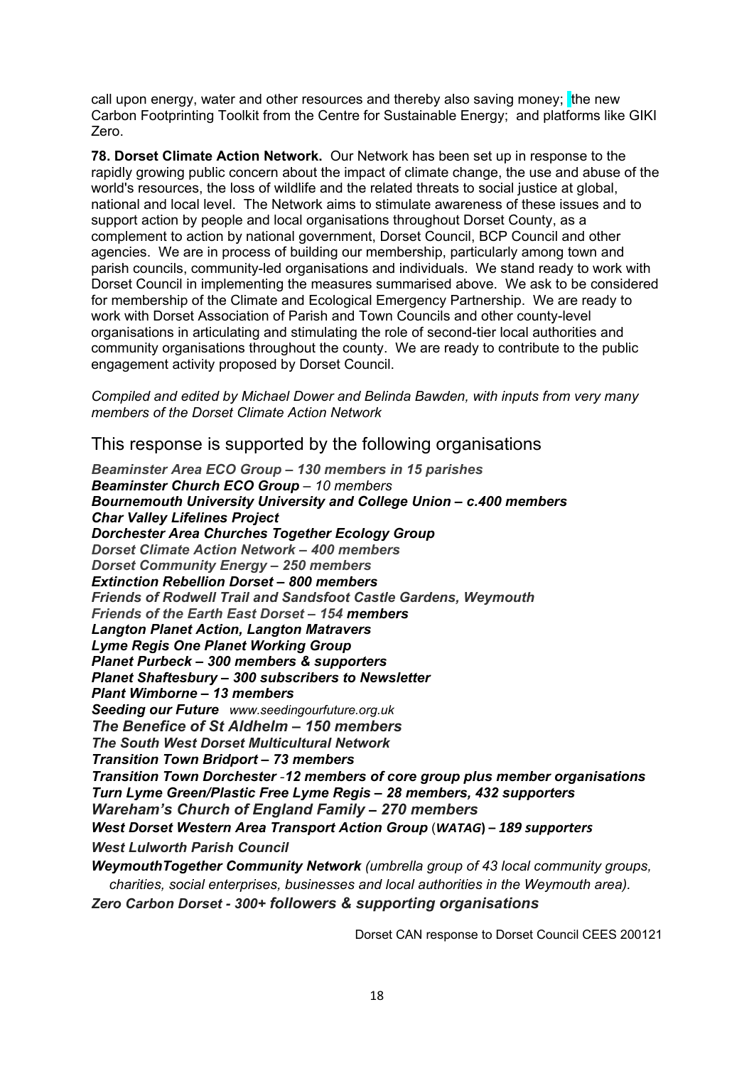call upon energy, water and other resources and thereby also saving money; the new Carbon Footprinting Toolkit from the Centre for Sustainable Energy; and platforms like GIKI Zero.

**78. Dorset Climate Action Network.** Our Network has been set up in response to the rapidly growing public concern about the impact of climate change, the use and abuse of the world's resources, the loss of wildlife and the related threats to social justice at global, national and local level. The Network aims to stimulate awareness of these issues and to support action by people and local organisations throughout Dorset County, as a complement to action by national government, Dorset Council, BCP Council and other agencies. We are in process of building our membership, particularly among town and parish councils, community-led organisations and individuals. We stand ready to work with Dorset Council in implementing the measures summarised above. We ask to be considered for membership of the Climate and Ecological Emergency Partnership. We are ready to work with Dorset Association of Parish and Town Councils and other county-level organisations in articulating and stimulating the role of second-tier local authorities and community organisations throughout the county. We are ready to contribute to the public engagement activity proposed by Dorset Council.

*Compiled and edited by Michael Dower and Belinda Bawden, with inputs from very many members of the Dorset Climate Action Network*

## This response is supported by the following organisations

***Beaminster Area ECO Group – 130 members in 15 parishes***
***Beaminster Church ECO Group** – 10 members*
***Bournemouth University University and College Union – c.400 members***
***Char Valley Lifelines Project***
***Dorchester Area Churches Together Ecology Group***
***Dorset Climate Action Network – 400 members***
***Dorset Community Energy – 250 members***
***Extinction Rebellion Dorset – 800 members***
***Friends of Rodwell Trail and Sandsfoot Castle Gardens, Weymouth***
***Friends of the Earth East Dorset – 154 members***
***Langton Planet Action, Langton Matravers***
***Lyme Regis One Planet Working Group***
***Planet Purbeck – 300 members & supporters***
***Planet Shaftesbury – 300 subscribers to Newsletter***
***Plant Wimborne – 13 members***
***Seeding our Future*** *www.seedingourfuture.org.uk*
***The Benefice of St Aldhelm – 150 members***
***The South West Dorset Multicultural Network***
***Transition Town Bridport – 73 members***
***Transition Town Dorchester -12 members of core group plus member organisations***
***Turn Lyme Green/Plastic Free Lyme Regis – 28 members, 432 supporters***
***Wareham's Church of England Family – 270 members***
***West Dorset Western Area Transport Action Group (WATAG) – 189 supporters***
***West Lulworth Parish Council***
***WeymouthTogether Community Network** (umbrella group of 43 local community groups, charities, social enterprises, businesses and local authorities in the Weymouth area).*
***Zero Carbon Dorset - 300+ followers & supporting organisations***

Dorset CAN response to Dorset Council CEES 200121